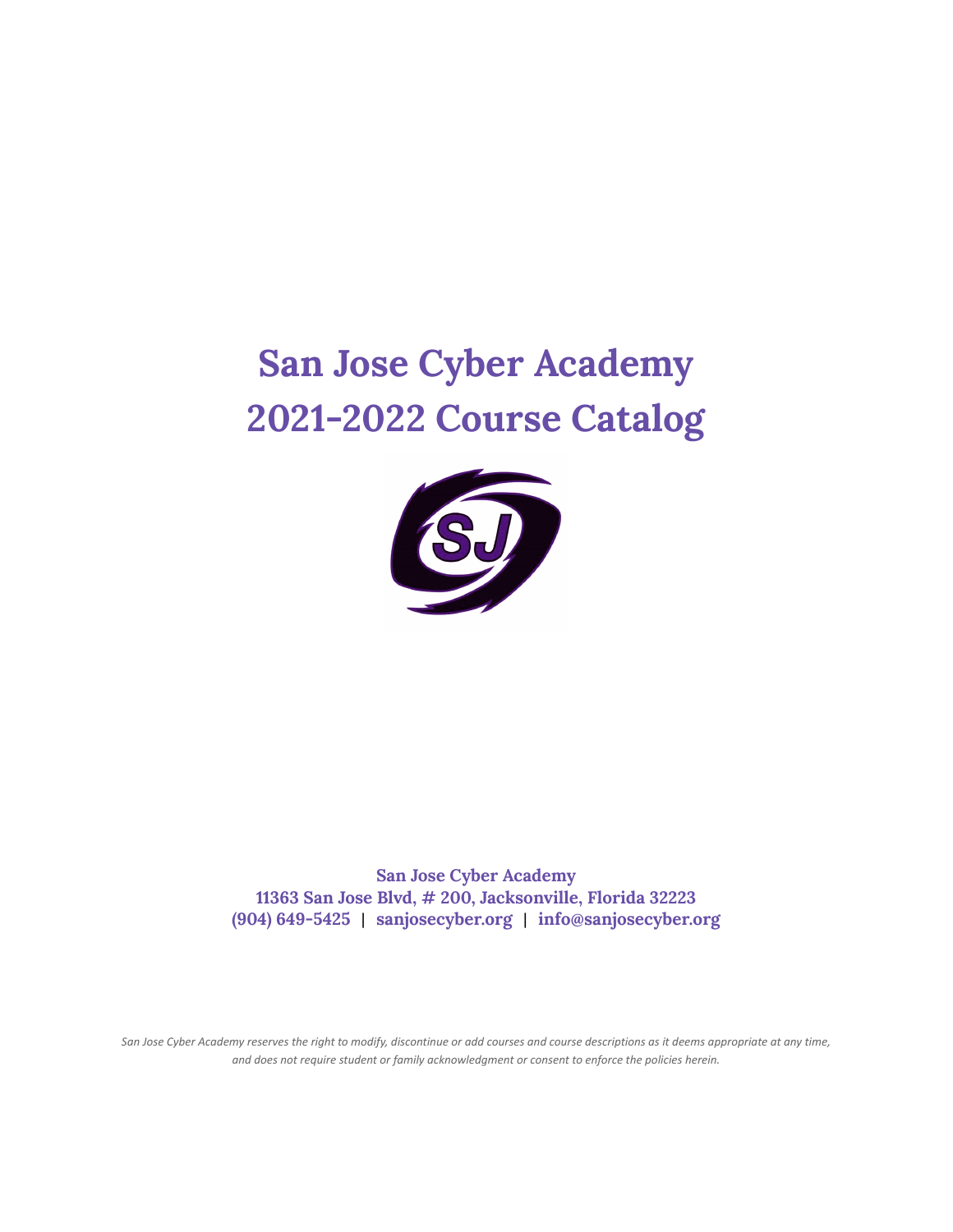# San Jose Cyber Academy
# 2021-2022 Course Catalog

**San Jose Cyber Academy**
**11363 San Jose Blvd, # 200, Jacksonville, Florida 32223**
**(904) 649-5425 | sanjosecyber.org | info@sanjosecyber.org**

*San Jose Cyber Academy reserves the right to modify, discontinue or add courses and course descriptions as it deems appropriate at any time, and does not require student or family acknowledgment or consent to enforce the policies herein.*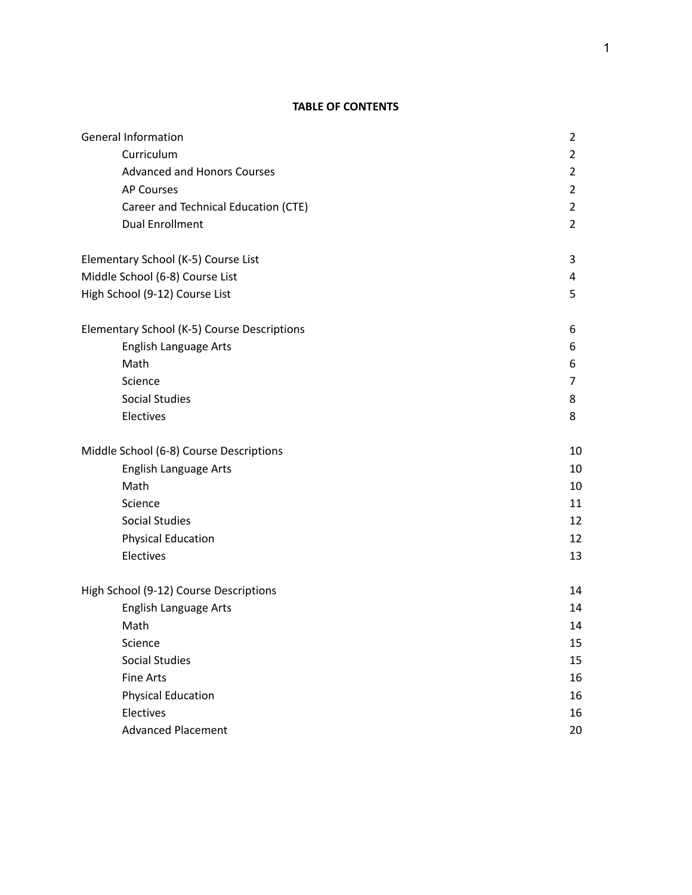**TABLE OF CONTENTS**

| | |
|---|---|
| General Information | 2 |
| &nbsp;&nbsp;&nbsp;&nbsp;Curriculum | 2 |
| &nbsp;&nbsp;&nbsp;&nbsp;Advanced and Honors Courses | 2 |
| &nbsp;&nbsp;&nbsp;&nbsp;AP Courses | 2 |
| &nbsp;&nbsp;&nbsp;&nbsp;Career and Technical Education (CTE) | 2 |
| &nbsp;&nbsp;&nbsp;&nbsp;Dual Enrollment | 2 |
| Elementary School (K-5) Course List | 3 |
| Middle School (6-8) Course List | 4 |
| High School (9-12) Course List | 5 |
| Elementary School (K-5) Course Descriptions | 6 |
| &nbsp;&nbsp;&nbsp;&nbsp;English Language Arts | 6 |
| &nbsp;&nbsp;&nbsp;&nbsp;Math | 6 |
| &nbsp;&nbsp;&nbsp;&nbsp;Science | 7 |
| &nbsp;&nbsp;&nbsp;&nbsp;Social Studies | 8 |
| &nbsp;&nbsp;&nbsp;&nbsp;Electives | 8 |
| Middle School (6-8) Course Descriptions | 10 |
| &nbsp;&nbsp;&nbsp;&nbsp;English Language Arts | 10 |
| &nbsp;&nbsp;&nbsp;&nbsp;Math | 10 |
| &nbsp;&nbsp;&nbsp;&nbsp;Science | 11 |
| &nbsp;&nbsp;&nbsp;&nbsp;Social Studies | 12 |
| &nbsp;&nbsp;&nbsp;&nbsp;Physical Education | 12 |
| &nbsp;&nbsp;&nbsp;&nbsp;Electives | 13 |
| High School (9-12) Course Descriptions | 14 |
| &nbsp;&nbsp;&nbsp;&nbsp;English Language Arts | 14 |
| &nbsp;&nbsp;&nbsp;&nbsp;Math | 14 |
| &nbsp;&nbsp;&nbsp;&nbsp;Science | 15 |
| &nbsp;&nbsp;&nbsp;&nbsp;Social Studies | 15 |
| &nbsp;&nbsp;&nbsp;&nbsp;Fine Arts | 16 |
| &nbsp;&nbsp;&nbsp;&nbsp;Physical Education | 16 |
| &nbsp;&nbsp;&nbsp;&nbsp;Electives | 16 |
| &nbsp;&nbsp;&nbsp;&nbsp;Advanced Placement | 20 |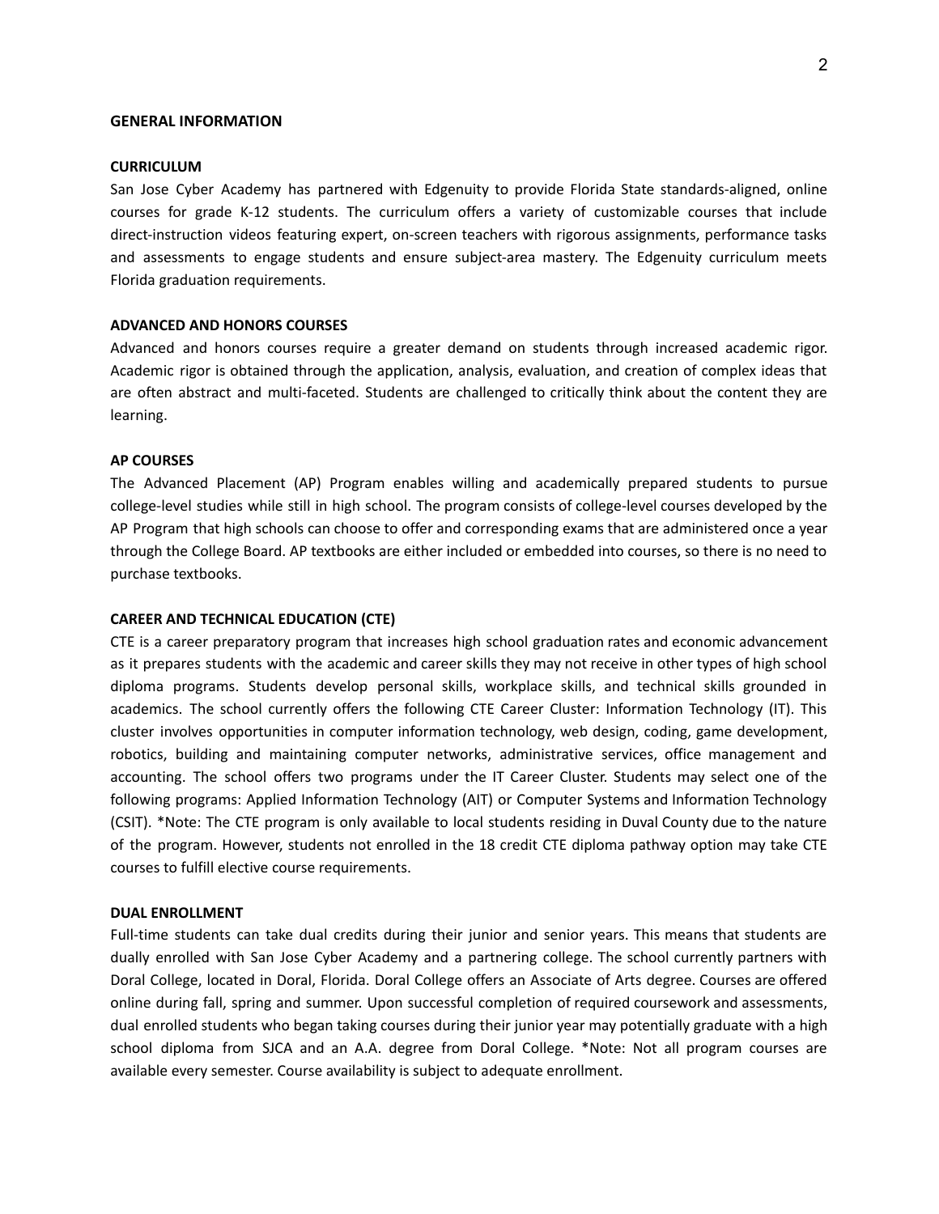## GENERAL INFORMATION

### CURRICULUM

San Jose Cyber Academy has partnered with Edgenuity to provide Florida State standards-aligned, online courses for grade K-12 students. The curriculum offers a variety of customizable courses that include direct-instruction videos featuring expert, on-screen teachers with rigorous assignments, performance tasks and assessments to engage students and ensure subject-area mastery. The Edgenuity curriculum meets Florida graduation requirements.

### ADVANCED AND HONORS COURSES

Advanced and honors courses require a greater demand on students through increased academic rigor. Academic rigor is obtained through the application, analysis, evaluation, and creation of complex ideas that are often abstract and multi-faceted. Students are challenged to critically think about the content they are learning.

### AP COURSES

The Advanced Placement (AP) Program enables willing and academically prepared students to pursue college-level studies while still in high school. The program consists of college-level courses developed by the AP Program that high schools can choose to offer and corresponding exams that are administered once a year through the College Board. AP textbooks are either included or embedded into courses, so there is no need to purchase textbooks.

### CAREER AND TECHNICAL EDUCATION (CTE)

CTE is a career preparatory program that increases high school graduation rates and economic advancement as it prepares students with the academic and career skills they may not receive in other types of high school diploma programs. Students develop personal skills, workplace skills, and technical skills grounded in academics. The school currently offers the following CTE Career Cluster: Information Technology (IT). This cluster involves opportunities in computer information technology, web design, coding, game development, robotics, building and maintaining computer networks, administrative services, office management and accounting. The school offers two programs under the IT Career Cluster. Students may select one of the following programs: Applied Information Technology (AIT) or Computer Systems and Information Technology (CSIT). *Note: The CTE program is only available to local students residing in Duval County due to the nature of the program. However, students not enrolled in the 18 credit CTE diploma pathway option may take CTE courses to fulfill elective course requirements.

### DUAL ENROLLMENT

Full-time students can take dual credits during their junior and senior years. This means that students are dually enrolled with San Jose Cyber Academy and a partnering college. The school currently partners with Doral College, located in Doral, Florida. Doral College offers an Associate of Arts degree. Courses are offered online during fall, spring and summer. Upon successful completion of required coursework and assessments, dual enrolled students who began taking courses during their junior year may potentially graduate with a high school diploma from SJCA and an A.A. degree from Doral College. *Note: Not all program courses are available every semester. Course availability is subject to adequate enrollment.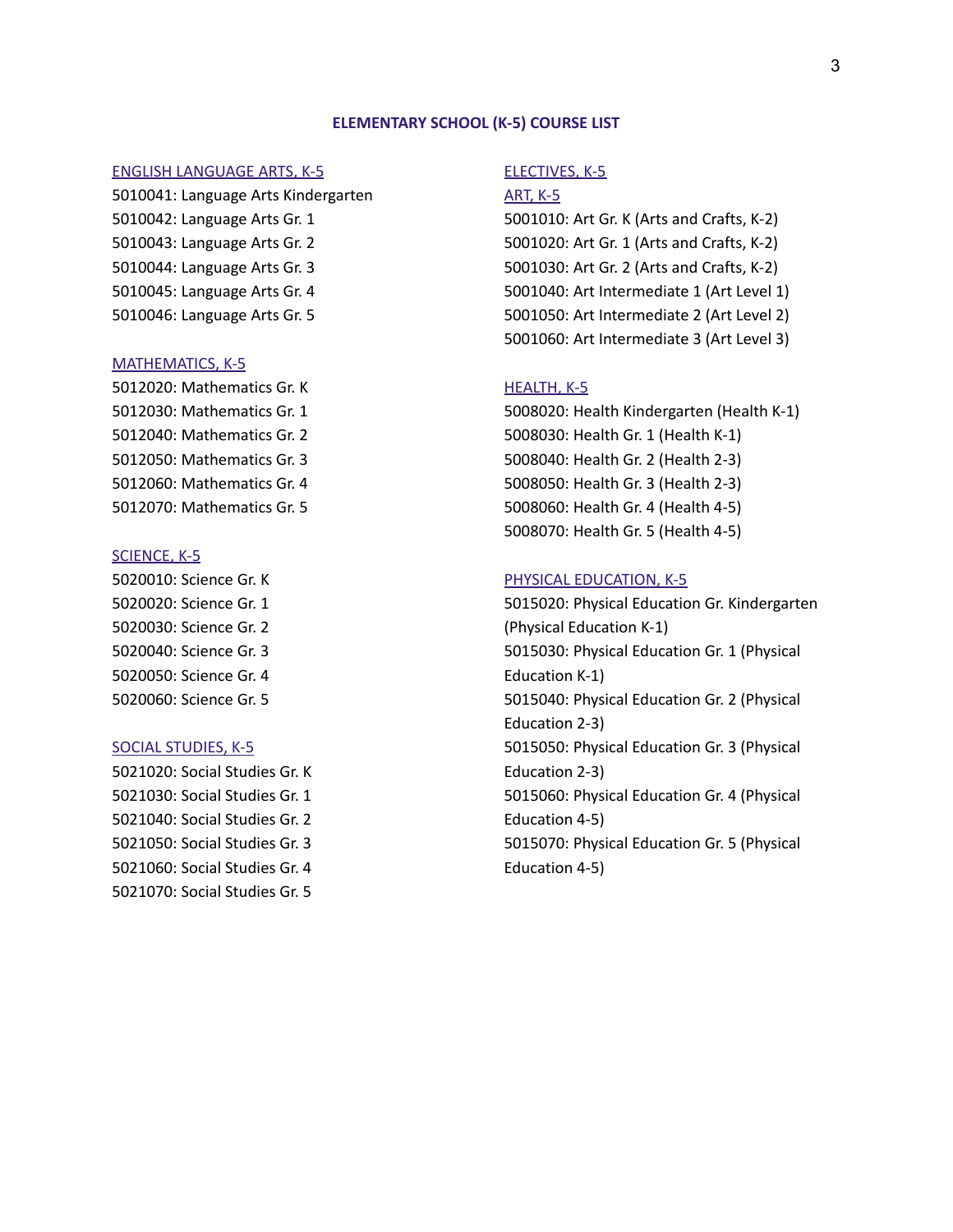# ELEMENTARY SCHOOL (K-5) COURSE LIST

## ENGLISH LANGUAGE ARTS, K-5

5010041: Language Arts Kindergarten
5010042: Language Arts Gr. 1
5010043: Language Arts Gr. 2
5010044: Language Arts Gr. 3
5010045: Language Arts Gr. 4
5010046: Language Arts Gr. 5

## MATHEMATICS, K-5

5012020: Mathematics Gr. K
5012030: Mathematics Gr. 1
5012040: Mathematics Gr. 2
5012050: Mathematics Gr. 3
5012060: Mathematics Gr. 4
5012070: Mathematics Gr. 5

## SCIENCE, K-5

5020010: Science Gr. K
5020020: Science Gr. 1
5020030: Science Gr. 2
5020040: Science Gr. 3
5020050: Science Gr. 4
5020060: Science Gr. 5

## SOCIAL STUDIES, K-5

5021020: Social Studies Gr. K
5021030: Social Studies Gr. 1
5021040: Social Studies Gr. 2
5021050: Social Studies Gr. 3
5021060: Social Studies Gr. 4
5021070: Social Studies Gr. 5

## ELECTIVES, K-5

### ART, K-5

5001010: Art Gr. K (Arts and Crafts, K-2)
5001020: Art Gr. 1 (Arts and Crafts, K-2)
5001030: Art Gr. 2 (Arts and Crafts, K-2)
5001040: Art Intermediate 1 (Art Level 1)
5001050: Art Intermediate 2 (Art Level 2)
5001060: Art Intermediate 3 (Art Level 3)

### HEALTH, K-5

5008020: Health Kindergarten (Health K-1)
5008030: Health Gr. 1 (Health K-1)
5008040: Health Gr. 2 (Health 2-3)
5008050: Health Gr. 3 (Health 2-3)
5008060: Health Gr. 4 (Health 4-5)
5008070: Health Gr. 5 (Health 4-5)

### PHYSICAL EDUCATION, K-5

5015020: Physical Education Gr. Kindergarten (Physical Education K-1)
5015030: Physical Education Gr. 1 (Physical Education K-1)
5015040: Physical Education Gr. 2 (Physical Education 2-3)
5015050: Physical Education Gr. 3 (Physical Education 2-3)
5015060: Physical Education Gr. 4 (Physical Education 4-5)
5015070: Physical Education Gr. 5 (Physical Education 4-5)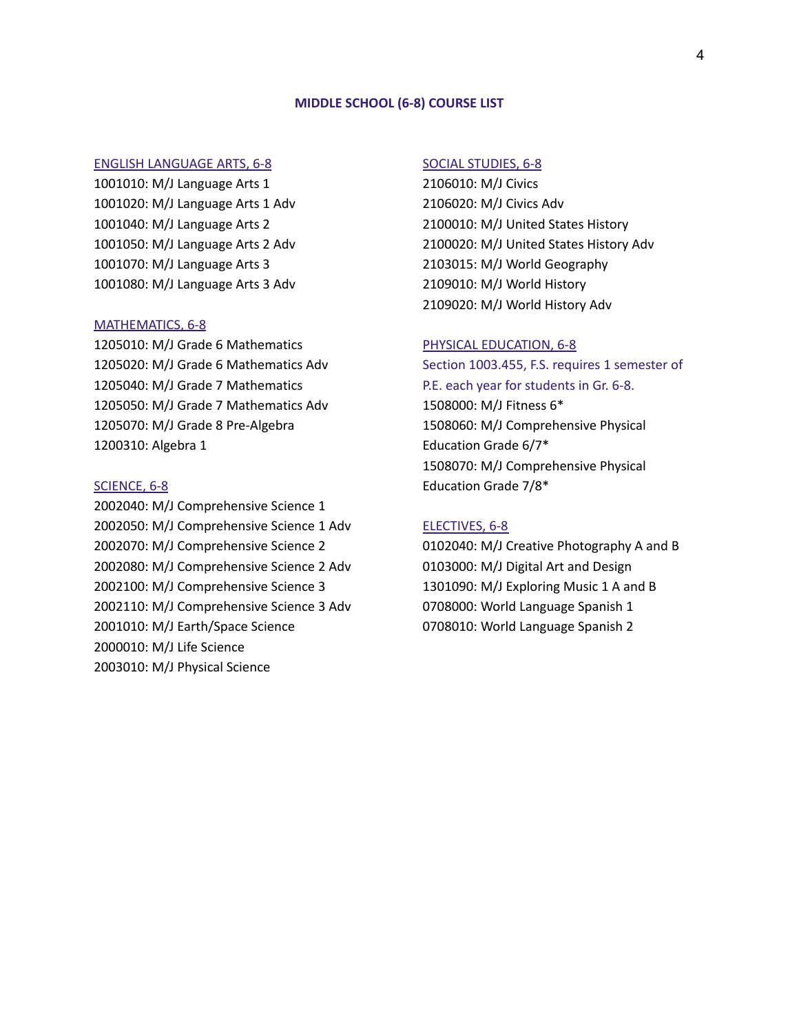## MIDDLE SCHOOL (6-8) COURSE LIST

### ENGLISH LANGUAGE ARTS, 6-8

1001010: M/J Language Arts 1
1001020: M/J Language Arts 1 Adv
1001040: M/J Language Arts 2
1001050: M/J Language Arts 2 Adv
1001070: M/J Language Arts 3
1001080: M/J Language Arts 3 Adv

### MATHEMATICS, 6-8

1205010: M/J Grade 6 Mathematics
1205020: M/J Grade 6 Mathematics Adv
1205040: M/J Grade 7 Mathematics
1205050: M/J Grade 7 Mathematics Adv
1205070: M/J Grade 8 Pre-Algebra
1200310: Algebra 1

### SCIENCE, 6-8

2002040: M/J Comprehensive Science 1
2002050: M/J Comprehensive Science 1 Adv
2002070: M/J Comprehensive Science 2
2002080: M/J Comprehensive Science 2 Adv
2002100: M/J Comprehensive Science 3
2002110: M/J Comprehensive Science 3 Adv
2001010: M/J Earth/Space Science
2000010: M/J Life Science
2003010: M/J Physical Science

### SOCIAL STUDIES, 6-8

2106010: M/J Civics
2106020: M/J Civics Adv
2100010: M/J United States History
2100020: M/J United States History Adv
2103015: M/J World Geography
2109010: M/J World History
2109020: M/J World History Adv

### PHYSICAL EDUCATION, 6-8

Section 1003.455, F.S. requires 1 semester of P.E. each year for students in Gr. 6-8.

1508000: M/J Fitness 6*
1508060: M/J Comprehensive Physical Education Grade 6/7*
1508070: M/J Comprehensive Physical Education Grade 7/8*

### ELECTIVES, 6-8

0102040: M/J Creative Photography A and B
0103000: M/J Digital Art and Design
1301090: M/J Exploring Music 1 A and B
0708000: World Language Spanish 1
0708010: World Language Spanish 2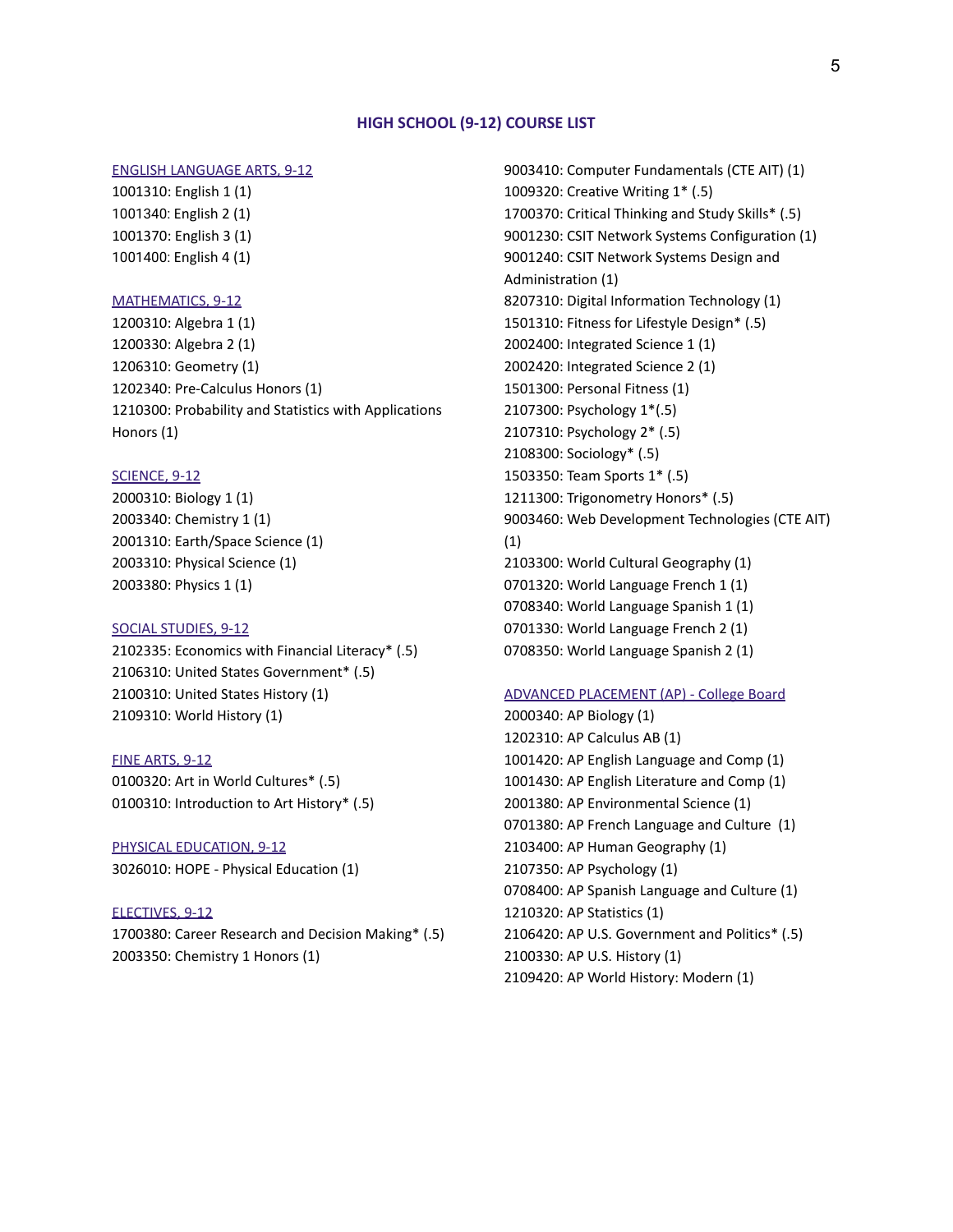## HIGH SCHOOL (9-12) COURSE LIST

### ENGLISH LANGUAGE ARTS, 9-12

1001310: English 1 (1)
1001340: English 2 (1)
1001370: English 3 (1)
1001400: English 4 (1)

### MATHEMATICS, 9-12

1200310: Algebra 1 (1)
1200330: Algebra 2 (1)
1206310: Geometry (1)
1202340: Pre-Calculus Honors (1)
1210300: Probability and Statistics with Applications Honors (1)

### SCIENCE, 9-12

2000310: Biology 1 (1)
2003340: Chemistry 1 (1)
2001310: Earth/Space Science (1)
2003310: Physical Science (1)
2003380: Physics 1 (1)

### SOCIAL STUDIES, 9-12

2102335: Economics with Financial Literacy* (.5)
2106310: United States Government* (.5)
2100310: United States History (1)
2109310: World History (1)

### FINE ARTS, 9-12

0100320: Art in World Cultures* (.5)
0100310: Introduction to Art History* (.5)

### PHYSICAL EDUCATION, 9-12

3026010: HOPE - Physical Education (1)

### ELECTIVES, 9-12

1700380: Career Research and Decision Making* (.5)
2003350: Chemistry 1 Honors (1)
9003410: Computer Fundamentals (CTE AIT) (1)
1009320: Creative Writing 1* (.5)
1700370: Critical Thinking and Study Skills* (.5)
9001230: CSIT Network Systems Configuration (1)
9001240: CSIT Network Systems Design and Administration (1)
8207310: Digital Information Technology (1)
1501310: Fitness for Lifestyle Design* (.5)
2002400: Integrated Science 1 (1)
2002420: Integrated Science 2 (1)
1501300: Personal Fitness (1)
2107300: Psychology 1*(.5)
2107310: Psychology 2* (.5)
2108300: Sociology* (.5)
1503350: Team Sports 1* (.5)
1211300: Trigonometry Honors* (.5)
9003460: Web Development Technologies (CTE AIT) (1)
2103300: World Cultural Geography (1)
0701320: World Language French 1 (1)
0708340: World Language Spanish 1 (1)
0701330: World Language French 2 (1)
0708350: World Language Spanish 2 (1)

### ADVANCED PLACEMENT (AP) - College Board

2000340: AP Biology (1)
1202310: AP Calculus AB (1)
1001420: AP English Language and Comp (1)
1001430: AP English Literature and Comp (1)
2001380: AP Environmental Science (1)
0701380: AP French Language and Culture (1)
2103400: AP Human Geography (1)
2107350: AP Psychology (1)
0708400: AP Spanish Language and Culture (1)
1210320: AP Statistics (1)
2106420: AP U.S. Government and Politics* (.5)
2100330: AP U.S. History (1)
2109420: AP World History: Modern (1)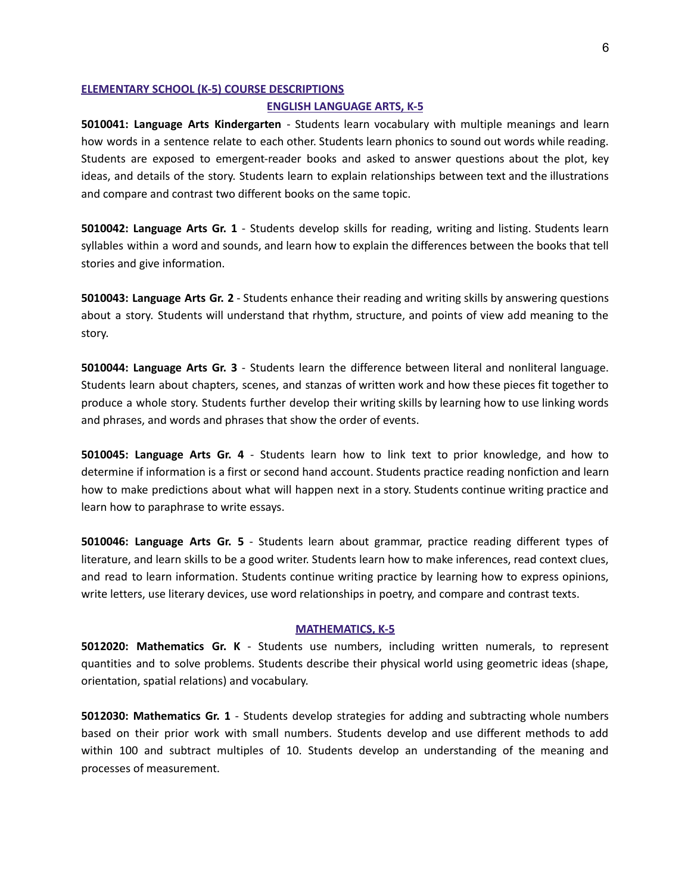## ELEMENTARY SCHOOL (K-5) COURSE DESCRIPTIONS

### ENGLISH LANGUAGE ARTS, K-5

**5010041: Language Arts Kindergarten** - Students learn vocabulary with multiple meanings and learn how words in a sentence relate to each other. Students learn phonics to sound out words while reading. Students are exposed to emergent-reader books and asked to answer questions about the plot, key ideas, and details of the story. Students learn to explain relationships between text and the illustrations and compare and contrast two different books on the same topic.

**5010042: Language Arts Gr. 1** - Students develop skills for reading, writing and listing. Students learn syllables within a word and sounds, and learn how to explain the differences between the books that tell stories and give information.

**5010043: Language Arts Gr. 2** - Students enhance their reading and writing skills by answering questions about a story. Students will understand that rhythm, structure, and points of view add meaning to the story.

**5010044: Language Arts Gr. 3** - Students learn the difference between literal and nonliteral language. Students learn about chapters, scenes, and stanzas of written work and how these pieces fit together to produce a whole story. Students further develop their writing skills by learning how to use linking words and phrases, and words and phrases that show the order of events.

**5010045: Language Arts Gr. 4** - Students learn how to link text to prior knowledge, and how to determine if information is a first or second hand account. Students practice reading nonfiction and learn how to make predictions about what will happen next in a story. Students continue writing practice and learn how to paraphrase to write essays.

**5010046: Language Arts Gr. 5** - Students learn about grammar, practice reading different types of literature, and learn skills to be a good writer. Students learn how to make inferences, read context clues, and read to learn information. Students continue writing practice by learning how to express opinions, write letters, use literary devices, use word relationships in poetry, and compare and contrast texts.

### MATHEMATICS, K-5

**5012020: Mathematics Gr. K** - Students use numbers, including written numerals, to represent quantities and to solve problems. Students describe their physical world using geometric ideas (shape, orientation, spatial relations) and vocabulary.

**5012030: Mathematics Gr. 1** - Students develop strategies for adding and subtracting whole numbers based on their prior work with small numbers. Students develop and use different methods to add within 100 and subtract multiples of 10. Students develop an understanding of the meaning and processes of measurement.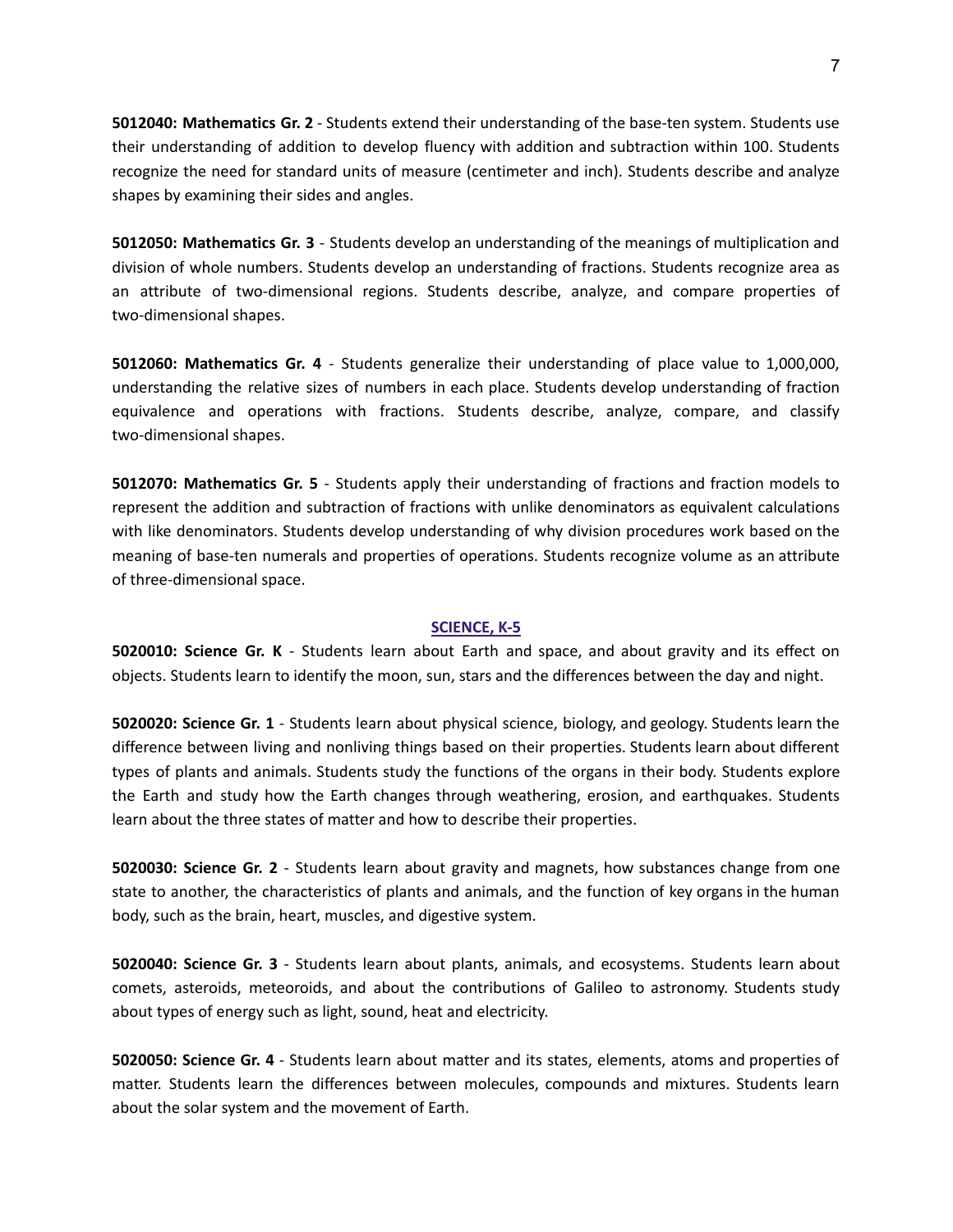**5012040: Mathematics Gr. 2** - Students extend their understanding of the base-ten system. Students use their understanding of addition to develop fluency with addition and subtraction within 100. Students recognize the need for standard units of measure (centimeter and inch). Students describe and analyze shapes by examining their sides and angles.

**5012050: Mathematics Gr. 3** - Students develop an understanding of the meanings of multiplication and division of whole numbers. Students develop an understanding of fractions. Students recognize area as an attribute of two-dimensional regions. Students describe, analyze, and compare properties of two-dimensional shapes.

**5012060: Mathematics Gr. 4** - Students generalize their understanding of place value to 1,000,000, understanding the relative sizes of numbers in each place. Students develop understanding of fraction equivalence and operations with fractions. Students describe, analyze, compare, and classify two-dimensional shapes.

**5012070: Mathematics Gr. 5** - Students apply their understanding of fractions and fraction models to represent the addition and subtraction of fractions with unlike denominators as equivalent calculations with like denominators. Students develop understanding of why division procedures work based on the meaning of base-ten numerals and properties of operations. Students recognize volume as an attribute of three-dimensional space.

## SCIENCE, K-5

**5020010: Science Gr. K** - Students learn about Earth and space, and about gravity and its effect on objects. Students learn to identify the moon, sun, stars and the differences between the day and night.

**5020020: Science Gr. 1** - Students learn about physical science, biology, and geology. Students learn the difference between living and nonliving things based on their properties. Students learn about different types of plants and animals. Students study the functions of the organs in their body. Students explore the Earth and study how the Earth changes through weathering, erosion, and earthquakes. Students learn about the three states of matter and how to describe their properties.

**5020030: Science Gr. 2** - Students learn about gravity and magnets, how substances change from one state to another, the characteristics of plants and animals, and the function of key organs in the human body, such as the brain, heart, muscles, and digestive system.

**5020040: Science Gr. 3** - Students learn about plants, animals, and ecosystems. Students learn about comets, asteroids, meteoroids, and about the contributions of Galileo to astronomy. Students study about types of energy such as light, sound, heat and electricity.

**5020050: Science Gr. 4** - Students learn about matter and its states, elements, atoms and properties of matter. Students learn the differences between molecules, compounds and mixtures. Students learn about the solar system and the movement of Earth.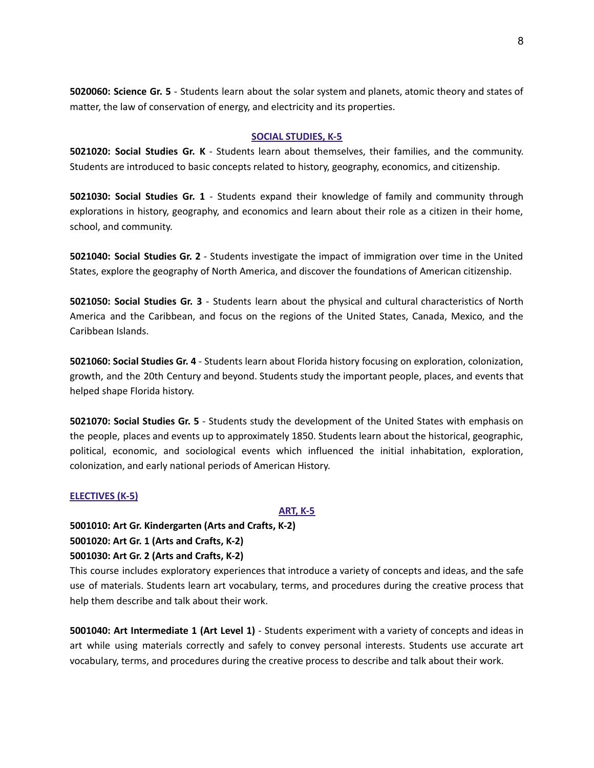**5020060: Science Gr. 5** - Students learn about the solar system and planets, atomic theory and states of matter, the law of conservation of energy, and electricity and its properties.

## SOCIAL STUDIES, K-5

**5021020: Social Studies Gr. K** - Students learn about themselves, their families, and the community. Students are introduced to basic concepts related to history, geography, economics, and citizenship.

**5021030: Social Studies Gr. 1** - Students expand their knowledge of family and community through explorations in history, geography, and economics and learn about their role as a citizen in their home, school, and community.

**5021040: Social Studies Gr. 2** - Students investigate the impact of immigration over time in the United States, explore the geography of North America, and discover the foundations of American citizenship.

**5021050: Social Studies Gr. 3** - Students learn about the physical and cultural characteristics of North America and the Caribbean, and focus on the regions of the United States, Canada, Mexico, and the Caribbean Islands.

**5021060: Social Studies Gr. 4** - Students learn about Florida history focusing on exploration, colonization, growth, and the 20th Century and beyond. Students study the important people, places, and events that helped shape Florida history.

**5021070: Social Studies Gr. 5** - Students study the development of the United States with emphasis on the people, places and events up to approximately 1850. Students learn about the historical, geographic, political, economic, and sociological events which influenced the initial inhabitation, exploration, colonization, and early national periods of American History.

## ELECTIVES (K-5)

### ART, K-5

**5001010: Art Gr. Kindergarten (Arts and Crafts, K-2)**
**5001020: Art Gr. 1 (Arts and Crafts, K-2)**
**5001030: Art Gr. 2 (Arts and Crafts, K-2)**
This course includes exploratory experiences that introduce a variety of concepts and ideas, and the safe use of materials. Students learn art vocabulary, terms, and procedures during the creative process that help them describe and talk about their work.

**5001040: Art Intermediate 1 (Art Level 1)** - Students experiment with a variety of concepts and ideas in art while using materials correctly and safely to convey personal interests. Students use accurate art vocabulary, terms, and procedures during the creative process to describe and talk about their work.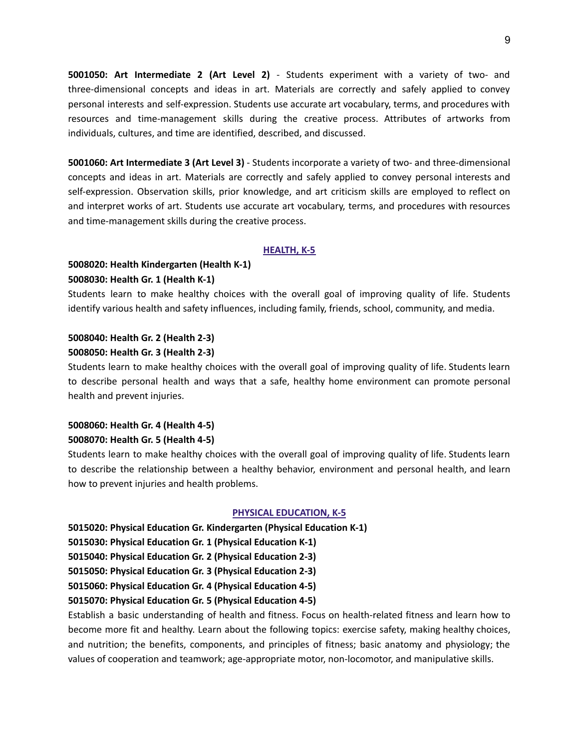**5001050: Art Intermediate 2 (Art Level 2)** - Students experiment with a variety of two- and three-dimensional concepts and ideas in art. Materials are correctly and safely applied to convey personal interests and self-expression. Students use accurate art vocabulary, terms, and procedures with resources and time-management skills during the creative process. Attributes of artworks from individuals, cultures, and time are identified, described, and discussed.

**5001060: Art Intermediate 3 (Art Level 3)** - Students incorporate a variety of two- and three-dimensional concepts and ideas in art. Materials are correctly and safely applied to convey personal interests and self-expression. Observation skills, prior knowledge, and art criticism skills are employed to reflect on and interpret works of art. Students use accurate art vocabulary, terms, and procedures with resources and time-management skills during the creative process.

## HEALTH, K-5

**5008020: Health Kindergarten (Health K-1)**
**5008030: Health Gr. 1 (Health K-1)**
Students learn to make healthy choices with the overall goal of improving quality of life. Students identify various health and safety influences, including family, friends, school, community, and media.

**5008040: Health Gr. 2 (Health 2-3)**
**5008050: Health Gr. 3 (Health 2-3)**
Students learn to make healthy choices with the overall goal of improving quality of life. Students learn to describe personal health and ways that a safe, healthy home environment can promote personal health and prevent injuries.

**5008060: Health Gr. 4 (Health 4-5)**
**5008070: Health Gr. 5 (Health 4-5)**
Students learn to make healthy choices with the overall goal of improving quality of life. Students learn to describe the relationship between a healthy behavior, environment and personal health, and learn how to prevent injuries and health problems.

## PHYSICAL EDUCATION, K-5

**5015020: Physical Education Gr. Kindergarten (Physical Education K-1)**
**5015030: Physical Education Gr. 1 (Physical Education K-1)**
**5015040: Physical Education Gr. 2 (Physical Education 2-3)**
**5015050: Physical Education Gr. 3 (Physical Education 2-3)**
**5015060: Physical Education Gr. 4 (Physical Education 4-5)**
**5015070: Physical Education Gr. 5 (Physical Education 4-5)**
Establish a basic understanding of health and fitness. Focus on health-related fitness and learn how to become more fit and healthy. Learn about the following topics: exercise safety, making healthy choices, and nutrition; the benefits, components, and principles of fitness; basic anatomy and physiology; the values of cooperation and teamwork; age-appropriate motor, non-locomotor, and manipulative skills.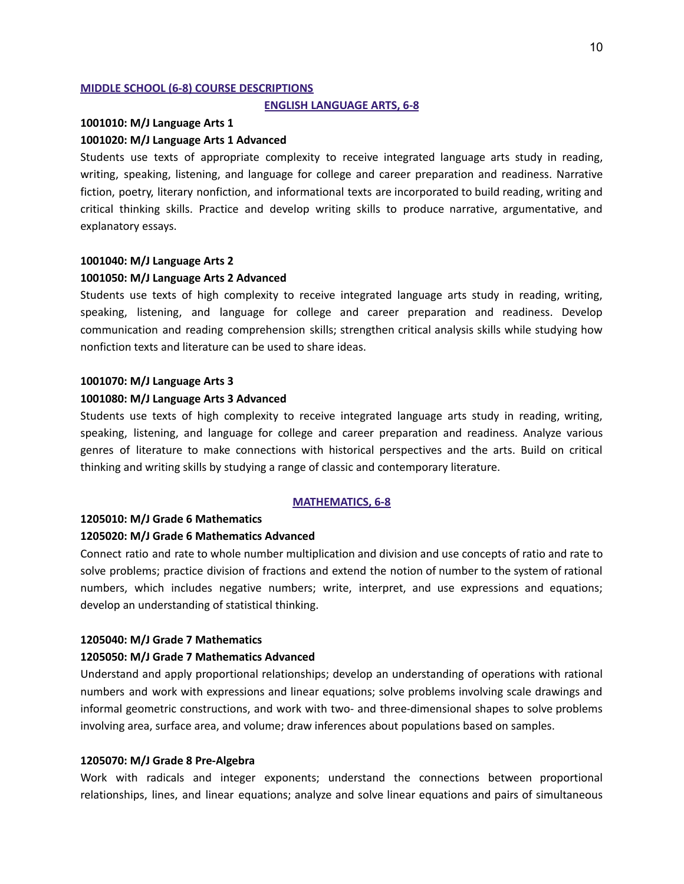## MIDDLE SCHOOL (6-8) COURSE DESCRIPTIONS

### ENGLISH LANGUAGE ARTS, 6-8

**1001010: M/J Language Arts 1**

**1001020: M/J Language Arts 1 Advanced**

Students use texts of appropriate complexity to receive integrated language arts study in reading, writing, speaking, listening, and language for college and career preparation and readiness. Narrative fiction, poetry, literary nonfiction, and informational texts are incorporated to build reading, writing and critical thinking skills. Practice and develop writing skills to produce narrative, argumentative, and explanatory essays.

**1001040: M/J Language Arts 2**

**1001050: M/J Language Arts 2 Advanced**

Students use texts of high complexity to receive integrated language arts study in reading, writing, speaking, listening, and language for college and career preparation and readiness. Develop communication and reading comprehension skills; strengthen critical analysis skills while studying how nonfiction texts and literature can be used to share ideas.

**1001070: M/J Language Arts 3**

**1001080: M/J Language Arts 3 Advanced**

Students use texts of high complexity to receive integrated language arts study in reading, writing, speaking, listening, and language for college and career preparation and readiness. Analyze various genres of literature to make connections with historical perspectives and the arts. Build on critical thinking and writing skills by studying a range of classic and contemporary literature.

### MATHEMATICS, 6-8

**1205010: M/J Grade 6 Mathematics**

**1205020: M/J Grade 6 Mathematics Advanced**

Connect ratio and rate to whole number multiplication and division and use concepts of ratio and rate to solve problems; practice division of fractions and extend the notion of number to the system of rational numbers, which includes negative numbers; write, interpret, and use expressions and equations; develop an understanding of statistical thinking.

**1205040: M/J Grade 7 Mathematics**

**1205050: M/J Grade 7 Mathematics Advanced**

Understand and apply proportional relationships; develop an understanding of operations with rational numbers and work with expressions and linear equations; solve problems involving scale drawings and informal geometric constructions, and work with two- and three-dimensional shapes to solve problems involving area, surface area, and volume; draw inferences about populations based on samples.

**1205070: M/J Grade 8 Pre-Algebra**

Work with radicals and integer exponents; understand the connections between proportional relationships, lines, and linear equations; analyze and solve linear equations and pairs of simultaneous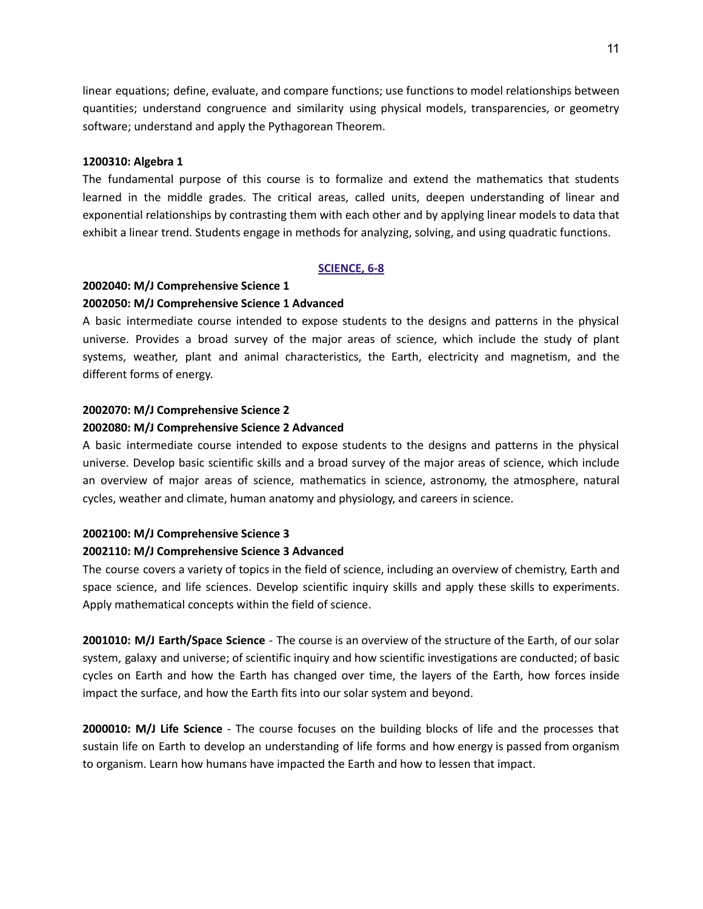linear equations; define, evaluate, and compare functions; use functions to model relationships between quantities; understand congruence and similarity using physical models, transparencies, or geometry software; understand and apply the Pythagorean Theorem.

**1200310: Algebra 1**

The fundamental purpose of this course is to formalize and extend the mathematics that students learned in the middle grades. The critical areas, called units, deepen understanding of linear and exponential relationships by contrasting them with each other and by applying linear models to data that exhibit a linear trend. Students engage in methods for analyzing, solving, and using quadratic functions.

## SCIENCE, 6-8

**2002040: M/J Comprehensive Science 1**

**2002050: M/J Comprehensive Science 1 Advanced**

A basic intermediate course intended to expose students to the designs and patterns in the physical universe. Provides a broad survey of the major areas of science, which include the study of plant systems, weather, plant and animal characteristics, the Earth, electricity and magnetism, and the different forms of energy.

**2002070: M/J Comprehensive Science 2**

**2002080: M/J Comprehensive Science 2 Advanced**

A basic intermediate course intended to expose students to the designs and patterns in the physical universe. Develop basic scientific skills and a broad survey of the major areas of science, which include an overview of major areas of science, mathematics in science, astronomy, the atmosphere, natural cycles, weather and climate, human anatomy and physiology, and careers in science.

**2002100: M/J Comprehensive Science 3**

**2002110: M/J Comprehensive Science 3 Advanced**

The course covers a variety of topics in the field of science, including an overview of chemistry, Earth and space science, and life sciences. Develop scientific inquiry skills and apply these skills to experiments. Apply mathematical concepts within the field of science.

**2001010: M/J Earth/Space Science** - The course is an overview of the structure of the Earth, of our solar system, galaxy and universe; of scientific inquiry and how scientific investigations are conducted; of basic cycles on Earth and how the Earth has changed over time, the layers of the Earth, how forces inside impact the surface, and how the Earth fits into our solar system and beyond.

**2000010: M/J Life Science** - The course focuses on the building blocks of life and the processes that sustain life on Earth to develop an understanding of life forms and how energy is passed from organism to organism. Learn how humans have impacted the Earth and how to lessen that impact.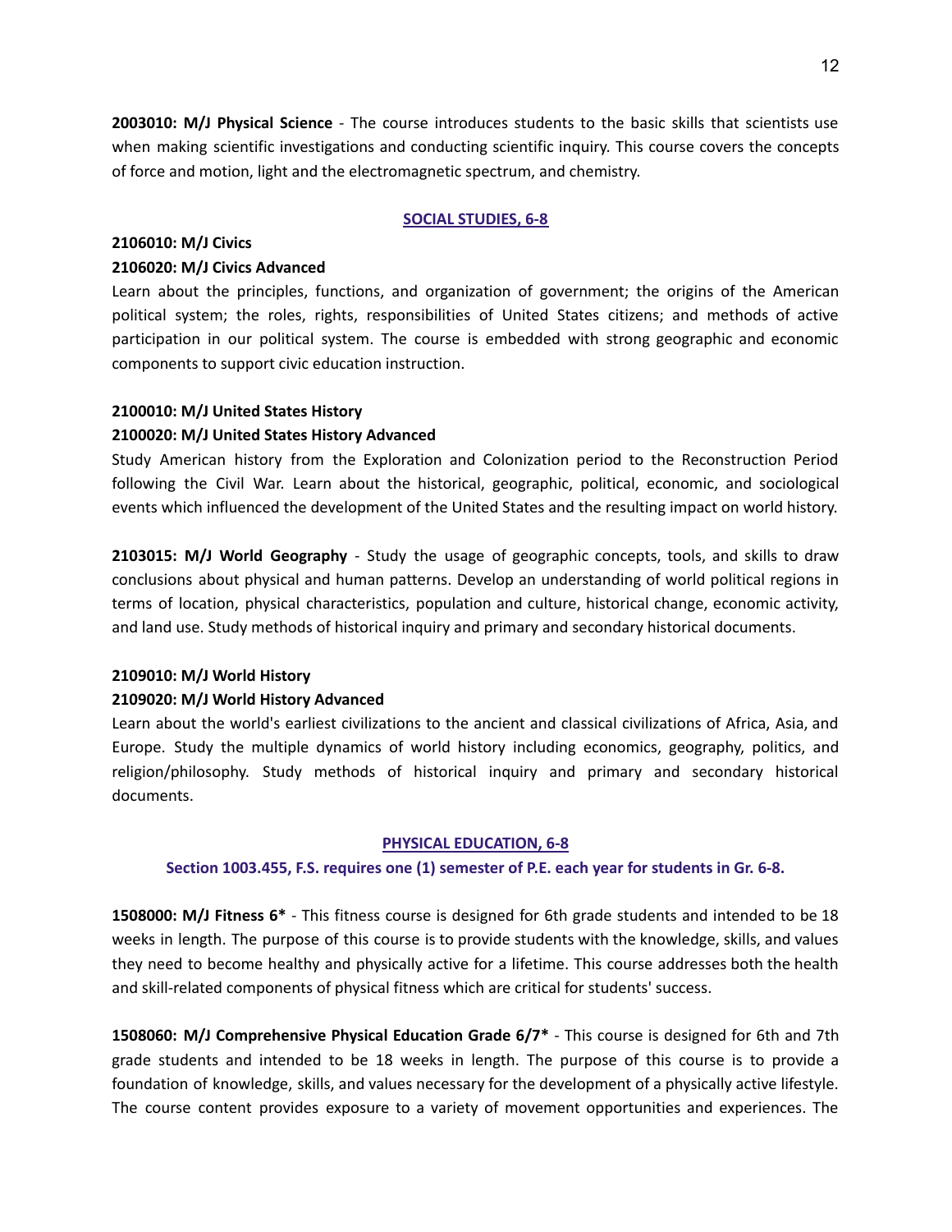**2003010: M/J Physical Science** - The course introduces students to the basic skills that scientists use when making scientific investigations and conducting scientific inquiry. This course covers the concepts of force and motion, light and the electromagnetic spectrum, and chemistry.

## SOCIAL STUDIES, 6-8

**2106010: M/J Civics**

**2106020: M/J Civics Advanced**

Learn about the principles, functions, and organization of government; the origins of the American political system; the roles, rights, responsibilities of United States citizens; and methods of active participation in our political system. The course is embedded with strong geographic and economic components to support civic education instruction.

**2100010: M/J United States History**

**2100020: M/J United States History Advanced**

Study American history from the Exploration and Colonization period to the Reconstruction Period following the Civil War. Learn about the historical, geographic, political, economic, and sociological events which influenced the development of the United States and the resulting impact on world history.

**2103015: M/J World Geography** - Study the usage of geographic concepts, tools, and skills to draw conclusions about physical and human patterns. Develop an understanding of world political regions in terms of location, physical characteristics, population and culture, historical change, economic activity, and land use. Study methods of historical inquiry and primary and secondary historical documents.

**2109010: M/J World History**

**2109020: M/J World History Advanced**

Learn about the world's earliest civilizations to the ancient and classical civilizations of Africa, Asia, and Europe. Study the multiple dynamics of world history including economics, geography, politics, and religion/philosophy. Study methods of historical inquiry and primary and secondary historical documents.

## PHYSICAL EDUCATION, 6-8

**Section 1003.455, F.S. requires one (1) semester of P.E. each year for students in Gr. 6-8.**

**1508000: M/J Fitness 6*** - This fitness course is designed for 6th grade students and intended to be 18 weeks in length. The purpose of this course is to provide students with the knowledge, skills, and values they need to become healthy and physically active for a lifetime. This course addresses both the health and skill-related components of physical fitness which are critical for students' success.

**1508060: M/J Comprehensive Physical Education Grade 6/7*** - This course is designed for 6th and 7th grade students and intended to be 18 weeks in length. The purpose of this course is to provide a foundation of knowledge, skills, and values necessary for the development of a physically active lifestyle. The course content provides exposure to a variety of movement opportunities and experiences. The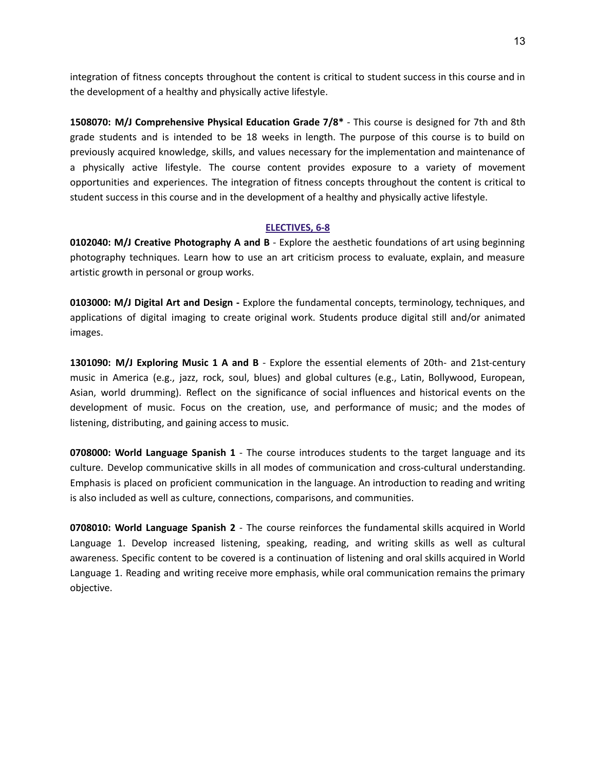integration of fitness concepts throughout the content is critical to student success in this course and in the development of a healthy and physically active lifestyle.

**1508070: M/J Comprehensive Physical Education Grade 7/8*** - This course is designed for 7th and 8th grade students and is intended to be 18 weeks in length. The purpose of this course is to build on previously acquired knowledge, skills, and values necessary for the implementation and maintenance of a physically active lifestyle. The course content provides exposure to a variety of movement opportunities and experiences. The integration of fitness concepts throughout the content is critical to student success in this course and in the development of a healthy and physically active lifestyle.

## ELECTIVES, 6-8

**0102040: M/J Creative Photography A and B** - Explore the aesthetic foundations of art using beginning photography techniques. Learn how to use an art criticism process to evaluate, explain, and measure artistic growth in personal or group works.

**0103000: M/J Digital Art and Design -** Explore the fundamental concepts, terminology, techniques, and applications of digital imaging to create original work. Students produce digital still and/or animated images.

**1301090: M/J Exploring Music 1 A and B** - Explore the essential elements of 20th- and 21st-century music in America (e.g., jazz, rock, soul, blues) and global cultures (e.g., Latin, Bollywood, European, Asian, world drumming). Reflect on the significance of social influences and historical events on the development of music. Focus on the creation, use, and performance of music; and the modes of listening, distributing, and gaining access to music.

**0708000: World Language Spanish 1** - The course introduces students to the target language and its culture. Develop communicative skills in all modes of communication and cross-cultural understanding. Emphasis is placed on proficient communication in the language. An introduction to reading and writing is also included as well as culture, connections, comparisons, and communities.

**0708010: World Language Spanish 2** - The course reinforces the fundamental skills acquired in World Language 1. Develop increased listening, speaking, reading, and writing skills as well as cultural awareness. Specific content to be covered is a continuation of listening and oral skills acquired in World Language 1. Reading and writing receive more emphasis, while oral communication remains the primary objective.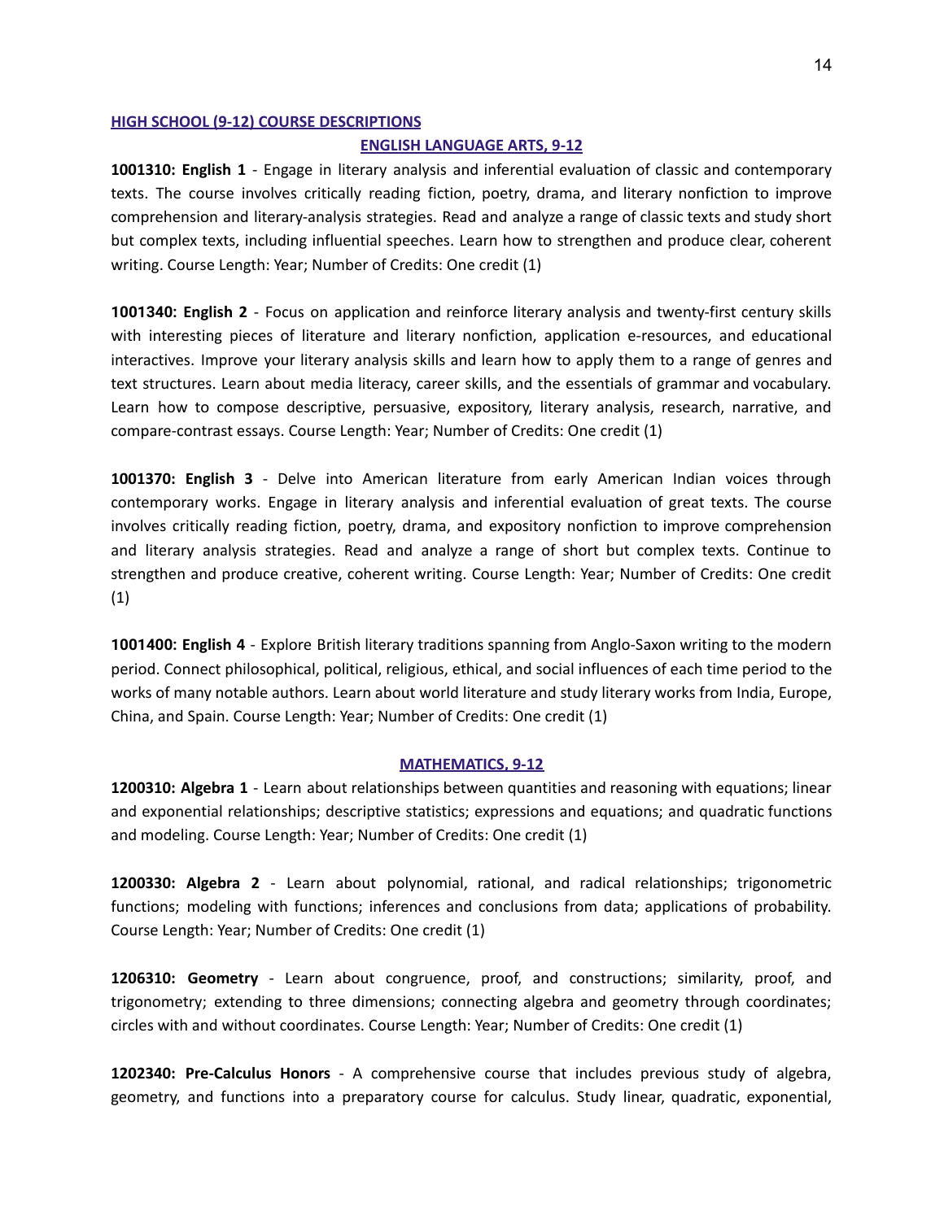## HIGH SCHOOL (9-12) COURSE DESCRIPTIONS

### ENGLISH LANGUAGE ARTS, 9-12

**1001310: English 1** - Engage in literary analysis and inferential evaluation of classic and contemporary texts. The course involves critically reading fiction, poetry, drama, and literary nonfiction to improve comprehension and literary-analysis strategies. Read and analyze a range of classic texts and study short but complex texts, including influential speeches. Learn how to strengthen and produce clear, coherent writing. Course Length: Year; Number of Credits: One credit (1)

**1001340: English 2** - Focus on application and reinforce literary analysis and twenty-first century skills with interesting pieces of literature and literary nonfiction, application e-resources, and educational interactives. Improve your literary analysis skills and learn how to apply them to a range of genres and text structures. Learn about media literacy, career skills, and the essentials of grammar and vocabulary. Learn how to compose descriptive, persuasive, expository, literary analysis, research, narrative, and compare-contrast essays. Course Length: Year; Number of Credits: One credit (1)

**1001370: English 3** - Delve into American literature from early American Indian voices through contemporary works. Engage in literary analysis and inferential evaluation of great texts. The course involves critically reading fiction, poetry, drama, and expository nonfiction to improve comprehension and literary analysis strategies. Read and analyze a range of short but complex texts. Continue to strengthen and produce creative, coherent writing. Course Length: Year; Number of Credits: One credit (1)

**1001400: English 4** - Explore British literary traditions spanning from Anglo-Saxon writing to the modern period. Connect philosophical, political, religious, ethical, and social influences of each time period to the works of many notable authors. Learn about world literature and study literary works from India, Europe, China, and Spain. Course Length: Year; Number of Credits: One credit (1)

### MATHEMATICS, 9-12

**1200310: Algebra 1** - Learn about relationships between quantities and reasoning with equations; linear and exponential relationships; descriptive statistics; expressions and equations; and quadratic functions and modeling. Course Length: Year; Number of Credits: One credit (1)

**1200330: Algebra 2** - Learn about polynomial, rational, and radical relationships; trigonometric functions; modeling with functions; inferences and conclusions from data; applications of probability. Course Length: Year; Number of Credits: One credit (1)

**1206310: Geometry** - Learn about congruence, proof, and constructions; similarity, proof, and trigonometry; extending to three dimensions; connecting algebra and geometry through coordinates; circles with and without coordinates. Course Length: Year; Number of Credits: One credit (1)

**1202340: Pre-Calculus Honors** - A comprehensive course that includes previous study of algebra, geometry, and functions into a preparatory course for calculus. Study linear, quadratic, exponential,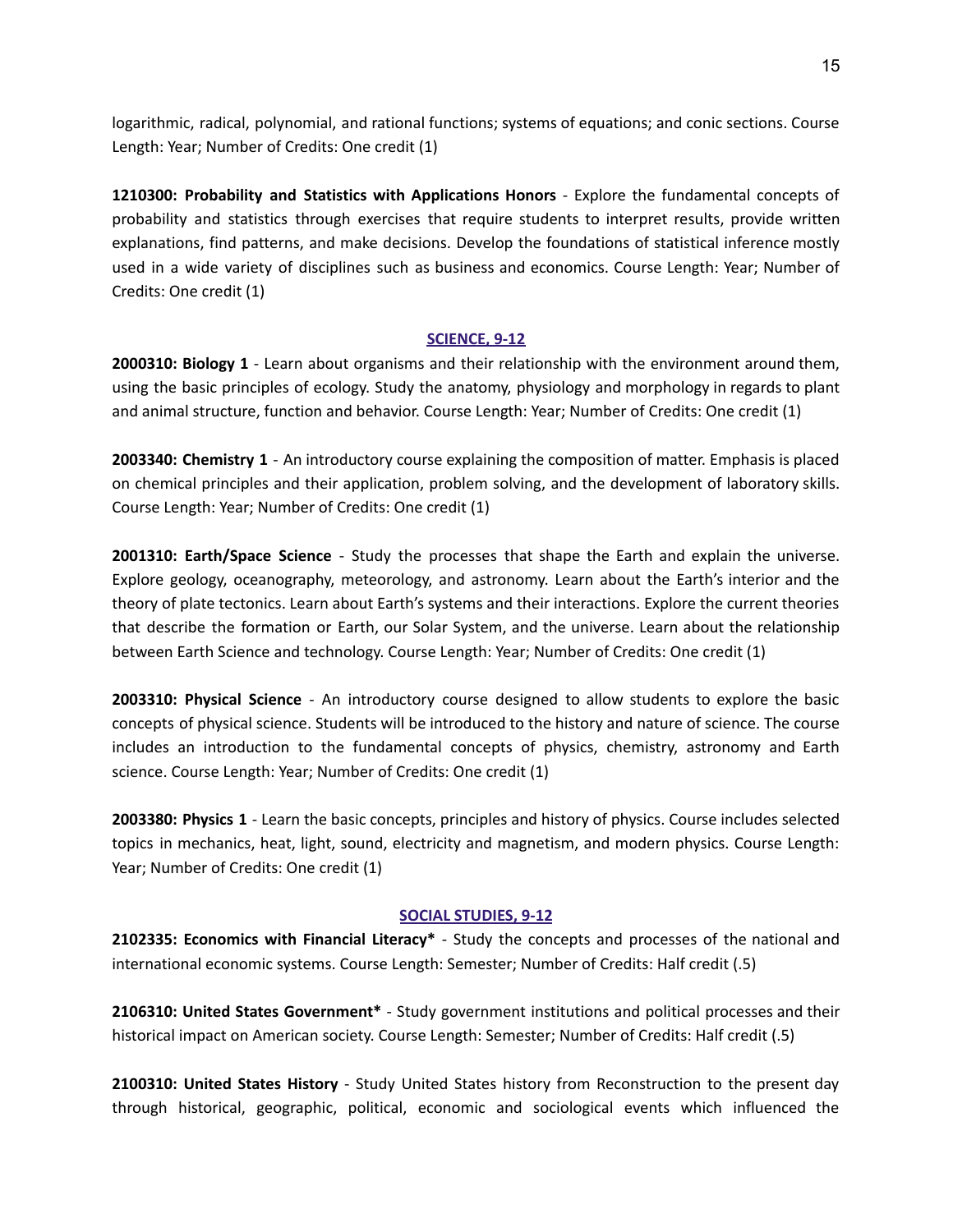logarithmic, radical, polynomial, and rational functions; systems of equations; and conic sections. Course Length: Year; Number of Credits: One credit (1)

**1210300: Probability and Statistics with Applications Honors** - Explore the fundamental concepts of probability and statistics through exercises that require students to interpret results, provide written explanations, find patterns, and make decisions. Develop the foundations of statistical inference mostly used in a wide variety of disciplines such as business and economics. Course Length: Year; Number of Credits: One credit (1)

## SCIENCE, 9-12

**2000310: Biology 1** - Learn about organisms and their relationship with the environment around them, using the basic principles of ecology. Study the anatomy, physiology and morphology in regards to plant and animal structure, function and behavior. Course Length: Year; Number of Credits: One credit (1)

**2003340: Chemistry 1** - An introductory course explaining the composition of matter. Emphasis is placed on chemical principles and their application, problem solving, and the development of laboratory skills. Course Length: Year; Number of Credits: One credit (1)

**2001310: Earth/Space Science** - Study the processes that shape the Earth and explain the universe. Explore geology, oceanography, meteorology, and astronomy. Learn about the Earth's interior and the theory of plate tectonics. Learn about Earth's systems and their interactions. Explore the current theories that describe the formation or Earth, our Solar System, and the universe. Learn about the relationship between Earth Science and technology. Course Length: Year; Number of Credits: One credit (1)

**2003310: Physical Science** - An introductory course designed to allow students to explore the basic concepts of physical science. Students will be introduced to the history and nature of science. The course includes an introduction to the fundamental concepts of physics, chemistry, astronomy and Earth science. Course Length: Year; Number of Credits: One credit (1)

**2003380: Physics 1** - Learn the basic concepts, principles and history of physics. Course includes selected topics in mechanics, heat, light, sound, electricity and magnetism, and modern physics. Course Length: Year; Number of Credits: One credit (1)

## SOCIAL STUDIES, 9-12

**2102335: Economics with Financial Literacy*** - Study the concepts and processes of the national and international economic systems. Course Length: Semester; Number of Credits: Half credit (.5)

**2106310: United States Government*** - Study government institutions and political processes and their historical impact on American society. Course Length: Semester; Number of Credits: Half credit (.5)

**2100310: United States History** - Study United States history from Reconstruction to the present day through historical, geographic, political, economic and sociological events which influenced the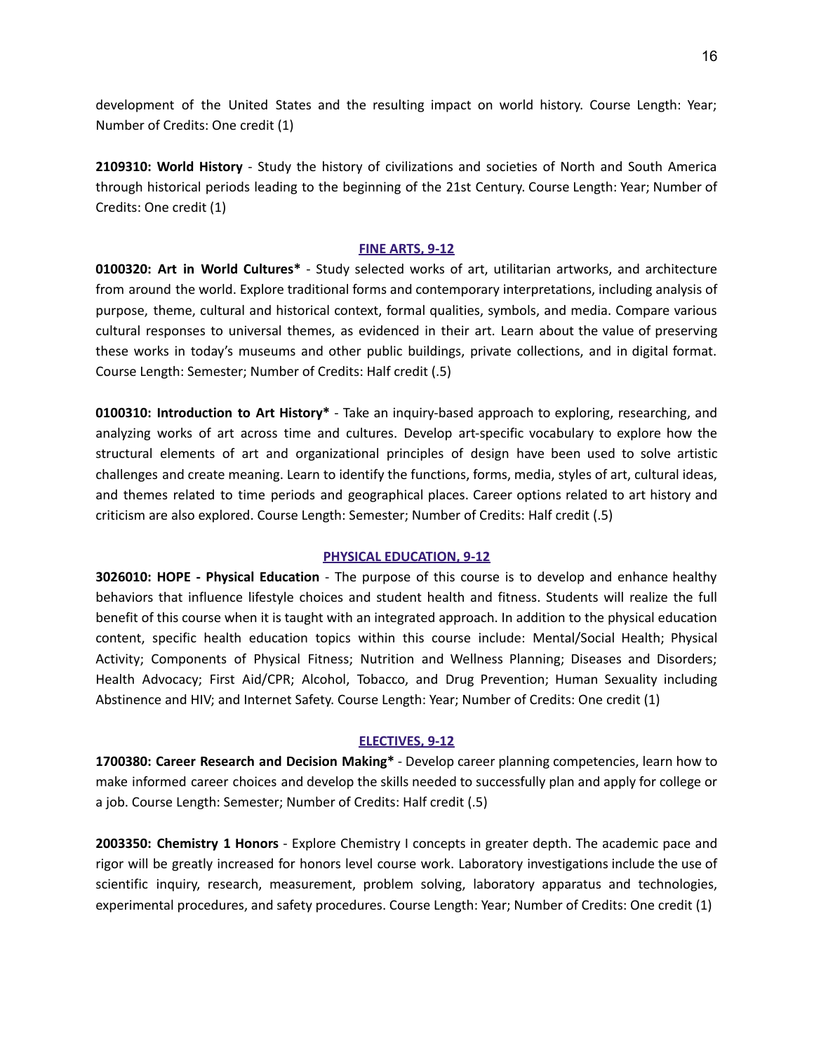development of the United States and the resulting impact on world history. Course Length: Year; Number of Credits: One credit (1)

**2109310: World History** - Study the history of civilizations and societies of North and South America through historical periods leading to the beginning of the 21st Century. Course Length: Year; Number of Credits: One credit (1)

## FINE ARTS, 9-12

**0100320: Art in World Cultures*** - Study selected works of art, utilitarian artworks, and architecture from around the world. Explore traditional forms and contemporary interpretations, including analysis of purpose, theme, cultural and historical context, formal qualities, symbols, and media. Compare various cultural responses to universal themes, as evidenced in their art. Learn about the value of preserving these works in today's museums and other public buildings, private collections, and in digital format. Course Length: Semester; Number of Credits: Half credit (.5)

**0100310: Introduction to Art History*** - Take an inquiry-based approach to exploring, researching, and analyzing works of art across time and cultures. Develop art-specific vocabulary to explore how the structural elements of art and organizational principles of design have been used to solve artistic challenges and create meaning. Learn to identify the functions, forms, media, styles of art, cultural ideas, and themes related to time periods and geographical places. Career options related to art history and criticism are also explored. Course Length: Semester; Number of Credits: Half credit (.5)

## PHYSICAL EDUCATION, 9-12

**3026010: HOPE - Physical Education** - The purpose of this course is to develop and enhance healthy behaviors that influence lifestyle choices and student health and fitness. Students will realize the full benefit of this course when it is taught with an integrated approach. In addition to the physical education content, specific health education topics within this course include: Mental/Social Health; Physical Activity; Components of Physical Fitness; Nutrition and Wellness Planning; Diseases and Disorders; Health Advocacy; First Aid/CPR; Alcohol, Tobacco, and Drug Prevention; Human Sexuality including Abstinence and HIV; and Internet Safety. Course Length: Year; Number of Credits: One credit (1)

## ELECTIVES, 9-12

**1700380: Career Research and Decision Making*** - Develop career planning competencies, learn how to make informed career choices and develop the skills needed to successfully plan and apply for college or a job. Course Length: Semester; Number of Credits: Half credit (.5)

**2003350: Chemistry 1 Honors** - Explore Chemistry I concepts in greater depth. The academic pace and rigor will be greatly increased for honors level course work. Laboratory investigations include the use of scientific inquiry, research, measurement, problem solving, laboratory apparatus and technologies, experimental procedures, and safety procedures. Course Length: Year; Number of Credits: One credit (1)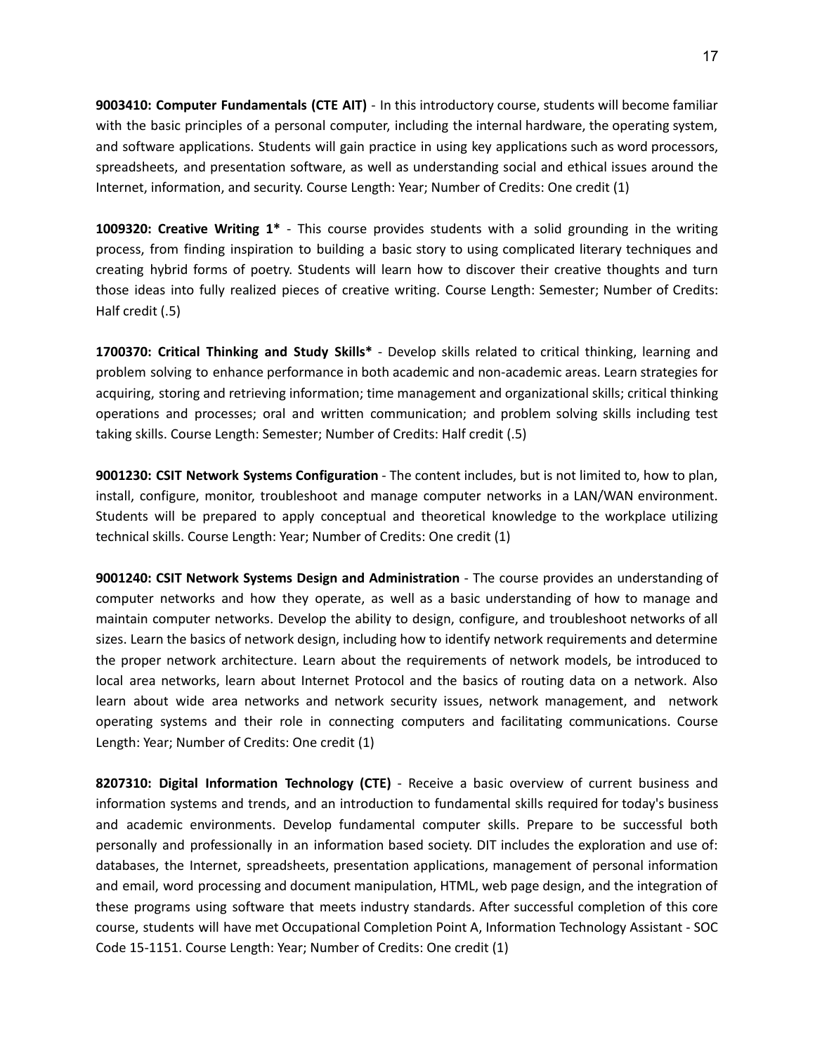**9003410: Computer Fundamentals (CTE AIT)** - In this introductory course, students will become familiar with the basic principles of a personal computer, including the internal hardware, the operating system, and software applications. Students will gain practice in using key applications such as word processors, spreadsheets, and presentation software, as well as understanding social and ethical issues around the Internet, information, and security. Course Length: Year; Number of Credits: One credit (1)

**1009320: Creative Writing 1*** - This course provides students with a solid grounding in the writing process, from finding inspiration to building a basic story to using complicated literary techniques and creating hybrid forms of poetry. Students will learn how to discover their creative thoughts and turn those ideas into fully realized pieces of creative writing. Course Length: Semester; Number of Credits: Half credit (.5)

**1700370: Critical Thinking and Study Skills*** - Develop skills related to critical thinking, learning and problem solving to enhance performance in both academic and non-academic areas. Learn strategies for acquiring, storing and retrieving information; time management and organizational skills; critical thinking operations and processes; oral and written communication; and problem solving skills including test taking skills. Course Length: Semester; Number of Credits: Half credit (.5)

**9001230: CSIT Network Systems Configuration** - The content includes, but is not limited to, how to plan, install, configure, monitor, troubleshoot and manage computer networks in a LAN/WAN environment. Students will be prepared to apply conceptual and theoretical knowledge to the workplace utilizing technical skills. Course Length: Year; Number of Credits: One credit (1)

**9001240: CSIT Network Systems Design and Administration** - The course provides an understanding of computer networks and how they operate, as well as a basic understanding of how to manage and maintain computer networks. Develop the ability to design, configure, and troubleshoot networks of all sizes. Learn the basics of network design, including how to identify network requirements and determine the proper network architecture. Learn about the requirements of network models, be introduced to local area networks, learn about Internet Protocol and the basics of routing data on a network. Also learn about wide area networks and network security issues, network management, and network operating systems and their role in connecting computers and facilitating communications. Course Length: Year; Number of Credits: One credit (1)

**8207310: Digital Information Technology (CTE)** - Receive a basic overview of current business and information systems and trends, and an introduction to fundamental skills required for today's business and academic environments. Develop fundamental computer skills. Prepare to be successful both personally and professionally in an information based society. DIT includes the exploration and use of: databases, the Internet, spreadsheets, presentation applications, management of personal information and email, word processing and document manipulation, HTML, web page design, and the integration of these programs using software that meets industry standards. After successful completion of this core course, students will have met Occupational Completion Point A, Information Technology Assistant - SOC Code 15-1151. Course Length: Year; Number of Credits: One credit (1)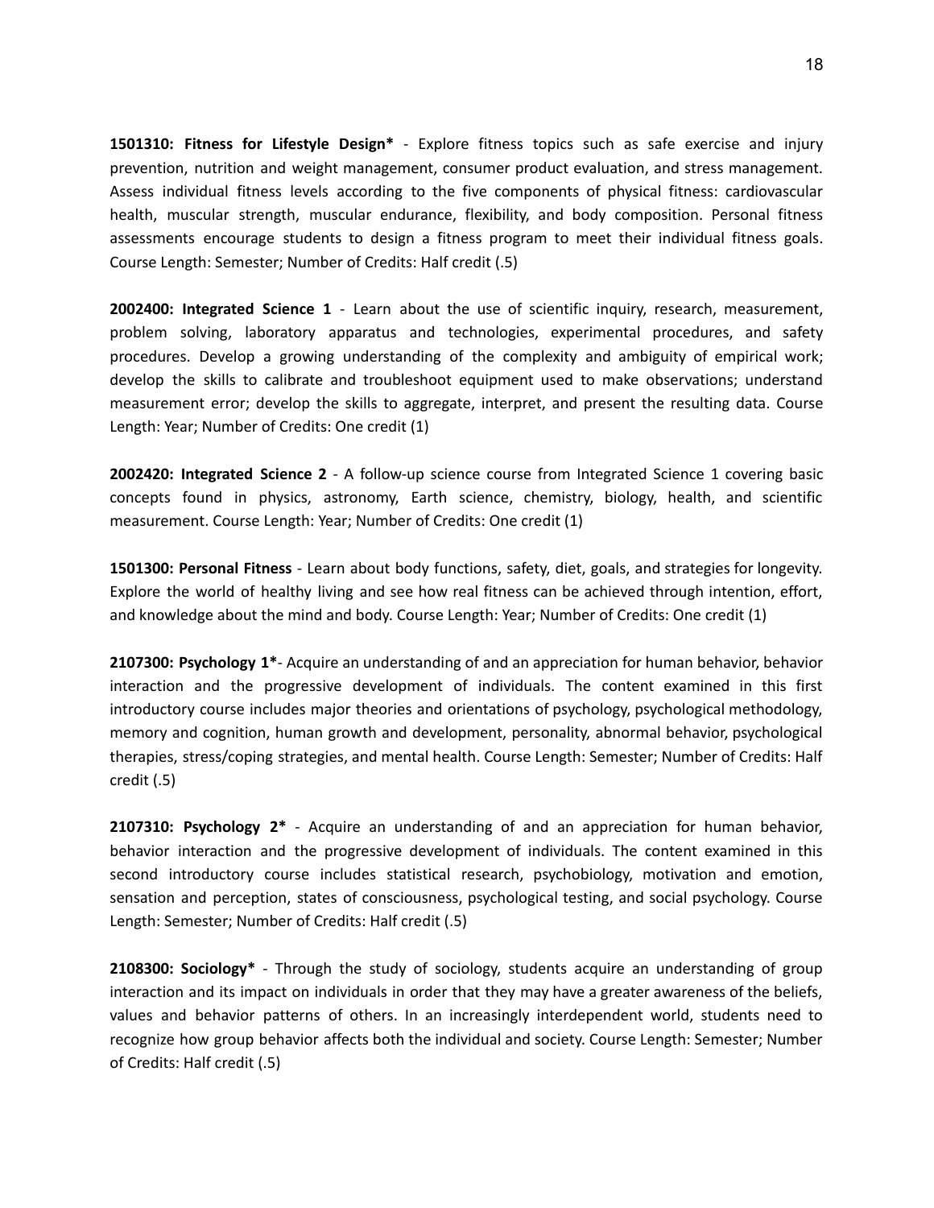**1501310: Fitness for Lifestyle Design*** - Explore fitness topics such as safe exercise and injury prevention, nutrition and weight management, consumer product evaluation, and stress management. Assess individual fitness levels according to the five components of physical fitness: cardiovascular health, muscular strength, muscular endurance, flexibility, and body composition. Personal fitness assessments encourage students to design a fitness program to meet their individual fitness goals. Course Length: Semester; Number of Credits: Half credit (.5)

**2002400: Integrated Science 1** - Learn about the use of scientific inquiry, research, measurement, problem solving, laboratory apparatus and technologies, experimental procedures, and safety procedures. Develop a growing understanding of the complexity and ambiguity of empirical work; develop the skills to calibrate and troubleshoot equipment used to make observations; understand measurement error; develop the skills to aggregate, interpret, and present the resulting data. Course Length: Year; Number of Credits: One credit (1)

**2002420: Integrated Science 2** - A follow-up science course from Integrated Science 1 covering basic concepts found in physics, astronomy, Earth science, chemistry, biology, health, and scientific measurement. Course Length: Year; Number of Credits: One credit (1)

**1501300: Personal Fitness** - Learn about body functions, safety, diet, goals, and strategies for longevity. Explore the world of healthy living and see how real fitness can be achieved through intention, effort, and knowledge about the mind and body. Course Length: Year; Number of Credits: One credit (1)

**2107300: Psychology 1***- Acquire an understanding of and an appreciation for human behavior, behavior interaction and the progressive development of individuals. The content examined in this first introductory course includes major theories and orientations of psychology, psychological methodology, memory and cognition, human growth and development, personality, abnormal behavior, psychological therapies, stress/coping strategies, and mental health. Course Length: Semester; Number of Credits: Half credit (.5)

**2107310: Psychology 2*** - Acquire an understanding of and an appreciation for human behavior, behavior interaction and the progressive development of individuals. The content examined in this second introductory course includes statistical research, psychobiology, motivation and emotion, sensation and perception, states of consciousness, psychological testing, and social psychology. Course Length: Semester; Number of Credits: Half credit (.5)

**2108300: Sociology*** - Through the study of sociology, students acquire an understanding of group interaction and its impact on individuals in order that they may have a greater awareness of the beliefs, values and behavior patterns of others. In an increasingly interdependent world, students need to recognize how group behavior affects both the individual and society. Course Length: Semester; Number of Credits: Half credit (.5)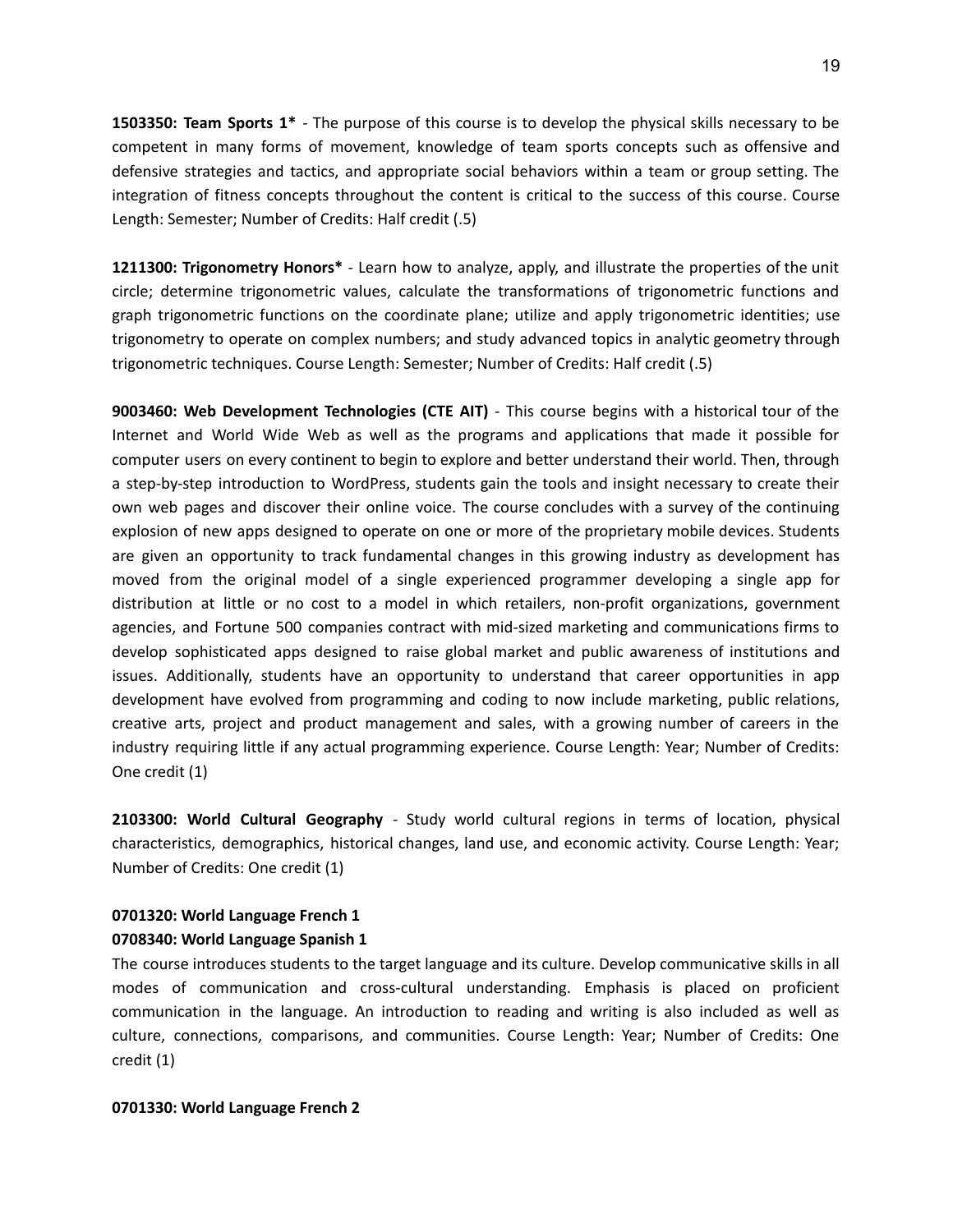**1503350: Team Sports 1*** - The purpose of this course is to develop the physical skills necessary to be competent in many forms of movement, knowledge of team sports concepts such as offensive and defensive strategies and tactics, and appropriate social behaviors within a team or group setting. The integration of fitness concepts throughout the content is critical to the success of this course. Course Length: Semester; Number of Credits: Half credit (.5)

**1211300: Trigonometry Honors*** - Learn how to analyze, apply, and illustrate the properties of the unit circle; determine trigonometric values, calculate the transformations of trigonometric functions and graph trigonometric functions on the coordinate plane; utilize and apply trigonometric identities; use trigonometry to operate on complex numbers; and study advanced topics in analytic geometry through trigonometric techniques. Course Length: Semester; Number of Credits: Half credit (.5)

**9003460: Web Development Technologies (CTE AIT)** - This course begins with a historical tour of the Internet and World Wide Web as well as the programs and applications that made it possible for computer users on every continent to begin to explore and better understand their world. Then, through a step-by-step introduction to WordPress, students gain the tools and insight necessary to create their own web pages and discover their online voice. The course concludes with a survey of the continuing explosion of new apps designed to operate on one or more of the proprietary mobile devices. Students are given an opportunity to track fundamental changes in this growing industry as development has moved from the original model of a single experienced programmer developing a single app for distribution at little or no cost to a model in which retailers, non-profit organizations, government agencies, and Fortune 500 companies contract with mid-sized marketing and communications firms to develop sophisticated apps designed to raise global market and public awareness of institutions and issues. Additionally, students have an opportunity to understand that career opportunities in app development have evolved from programming and coding to now include marketing, public relations, creative arts, project and product management and sales, with a growing number of careers in the industry requiring little if any actual programming experience. Course Length: Year; Number of Credits: One credit (1)

**2103300: World Cultural Geography** - Study world cultural regions in terms of location, physical characteristics, demographics, historical changes, land use, and economic activity. Course Length: Year; Number of Credits: One credit (1)

**0701320: World Language French 1**
**0708340: World Language Spanish 1**
The course introduces students to the target language and its culture. Develop communicative skills in all modes of communication and cross-cultural understanding. Emphasis is placed on proficient communication in the language. An introduction to reading and writing is also included as well as culture, connections, comparisons, and communities. Course Length: Year; Number of Credits: One credit (1)

**0701330: World Language French 2**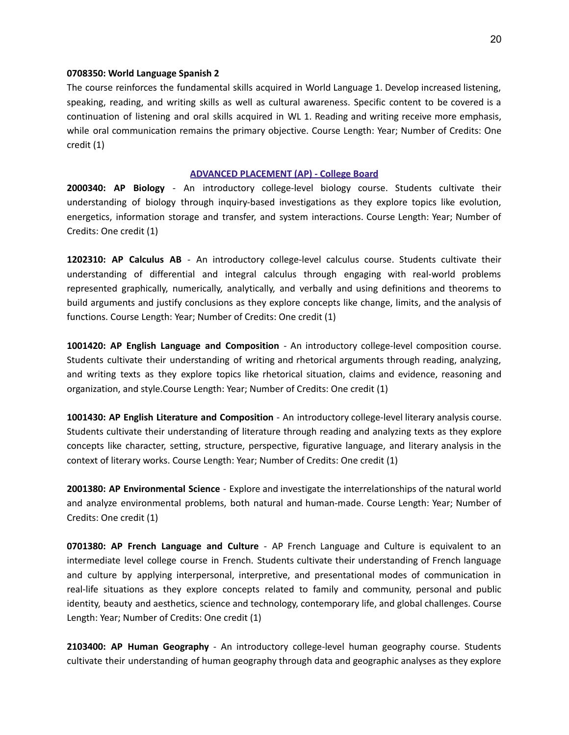**0708350: World Language Spanish 2**

The course reinforces the fundamental skills acquired in World Language 1. Develop increased listening, speaking, reading, and writing skills as well as cultural awareness. Specific content to be covered is a continuation of listening and oral skills acquired in WL 1. Reading and writing receive more emphasis, while oral communication remains the primary objective. Course Length: Year; Number of Credits: One credit (1)

## ADVANCED PLACEMENT (AP) - College Board

**2000340: AP Biology** - An introductory college-level biology course. Students cultivate their understanding of biology through inquiry-based investigations as they explore topics like evolution, energetics, information storage and transfer, and system interactions. Course Length: Year; Number of Credits: One credit (1)

**1202310: AP Calculus AB** - An introductory college-level calculus course. Students cultivate their understanding of differential and integral calculus through engaging with real-world problems represented graphically, numerically, analytically, and verbally and using definitions and theorems to build arguments and justify conclusions as they explore concepts like change, limits, and the analysis of functions. Course Length: Year; Number of Credits: One credit (1)

**1001420: AP English Language and Composition** - An introductory college-level composition course. Students cultivate their understanding of writing and rhetorical arguments through reading, analyzing, and writing texts as they explore topics like rhetorical situation, claims and evidence, reasoning and organization, and style.Course Length: Year; Number of Credits: One credit (1)

**1001430: AP English Literature and Composition** - An introductory college-level literary analysis course. Students cultivate their understanding of literature through reading and analyzing texts as they explore concepts like character, setting, structure, perspective, figurative language, and literary analysis in the context of literary works. Course Length: Year; Number of Credits: One credit (1)

**2001380: AP Environmental Science** - Explore and investigate the interrelationships of the natural world and analyze environmental problems, both natural and human-made. Course Length: Year; Number of Credits: One credit (1)

**0701380: AP French Language and Culture** - AP French Language and Culture is equivalent to an intermediate level college course in French. Students cultivate their understanding of French language and culture by applying interpersonal, interpretive, and presentational modes of communication in real-life situations as they explore concepts related to family and community, personal and public identity, beauty and aesthetics, science and technology, contemporary life, and global challenges. Course Length: Year; Number of Credits: One credit (1)

**2103400: AP Human Geography** - An introductory college-level human geography course. Students cultivate their understanding of human geography through data and geographic analyses as they explore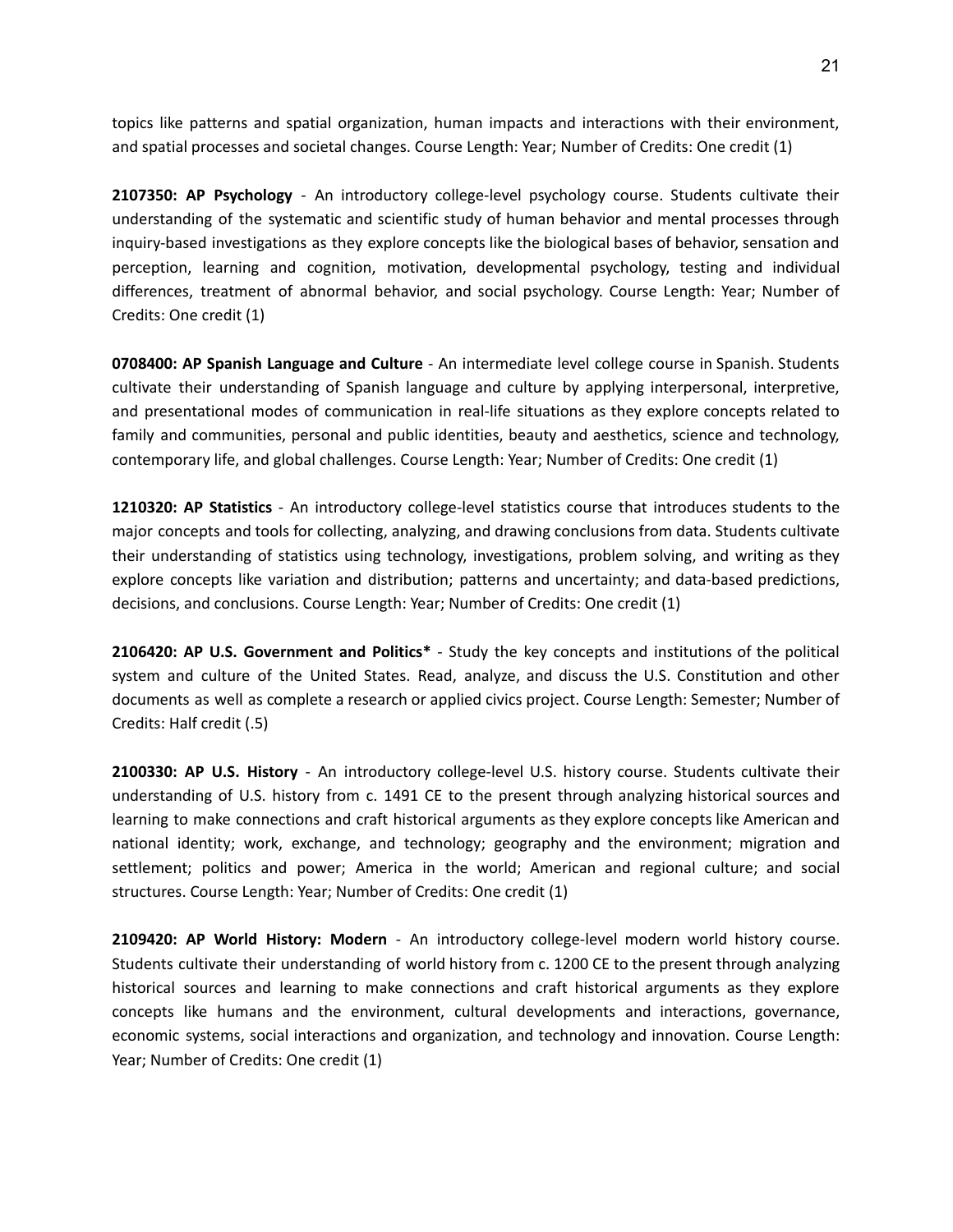topics like patterns and spatial organization, human impacts and interactions with their environment, and spatial processes and societal changes. Course Length: Year; Number of Credits: One credit (1)

**2107350: AP Psychology** - An introductory college-level psychology course. Students cultivate their understanding of the systematic and scientific study of human behavior and mental processes through inquiry-based investigations as they explore concepts like the biological bases of behavior, sensation and perception, learning and cognition, motivation, developmental psychology, testing and individual differences, treatment of abnormal behavior, and social psychology. Course Length: Year; Number of Credits: One credit (1)

**0708400: AP Spanish Language and Culture** - An intermediate level college course in Spanish. Students cultivate their understanding of Spanish language and culture by applying interpersonal, interpretive, and presentational modes of communication in real-life situations as they explore concepts related to family and communities, personal and public identities, beauty and aesthetics, science and technology, contemporary life, and global challenges. Course Length: Year; Number of Credits: One credit (1)

**1210320: AP Statistics** - An introductory college-level statistics course that introduces students to the major concepts and tools for collecting, analyzing, and drawing conclusions from data. Students cultivate their understanding of statistics using technology, investigations, problem solving, and writing as they explore concepts like variation and distribution; patterns and uncertainty; and data-based predictions, decisions, and conclusions. Course Length: Year; Number of Credits: One credit (1)

**2106420: AP U.S. Government and Politics*** - Study the key concepts and institutions of the political system and culture of the United States. Read, analyze, and discuss the U.S. Constitution and other documents as well as complete a research or applied civics project. Course Length: Semester; Number of Credits: Half credit (.5)

**2100330: AP U.S. History** - An introductory college-level U.S. history course. Students cultivate their understanding of U.S. history from c. 1491 CE to the present through analyzing historical sources and learning to make connections and craft historical arguments as they explore concepts like American and national identity; work, exchange, and technology; geography and the environment; migration and settlement; politics and power; America in the world; American and regional culture; and social structures. Course Length: Year; Number of Credits: One credit (1)

**2109420: AP World History: Modern** - An introductory college-level modern world history course. Students cultivate their understanding of world history from c. 1200 CE to the present through analyzing historical sources and learning to make connections and craft historical arguments as they explore concepts like humans and the environment, cultural developments and interactions, governance, economic systems, social interactions and organization, and technology and innovation. Course Length: Year; Number of Credits: One credit (1)